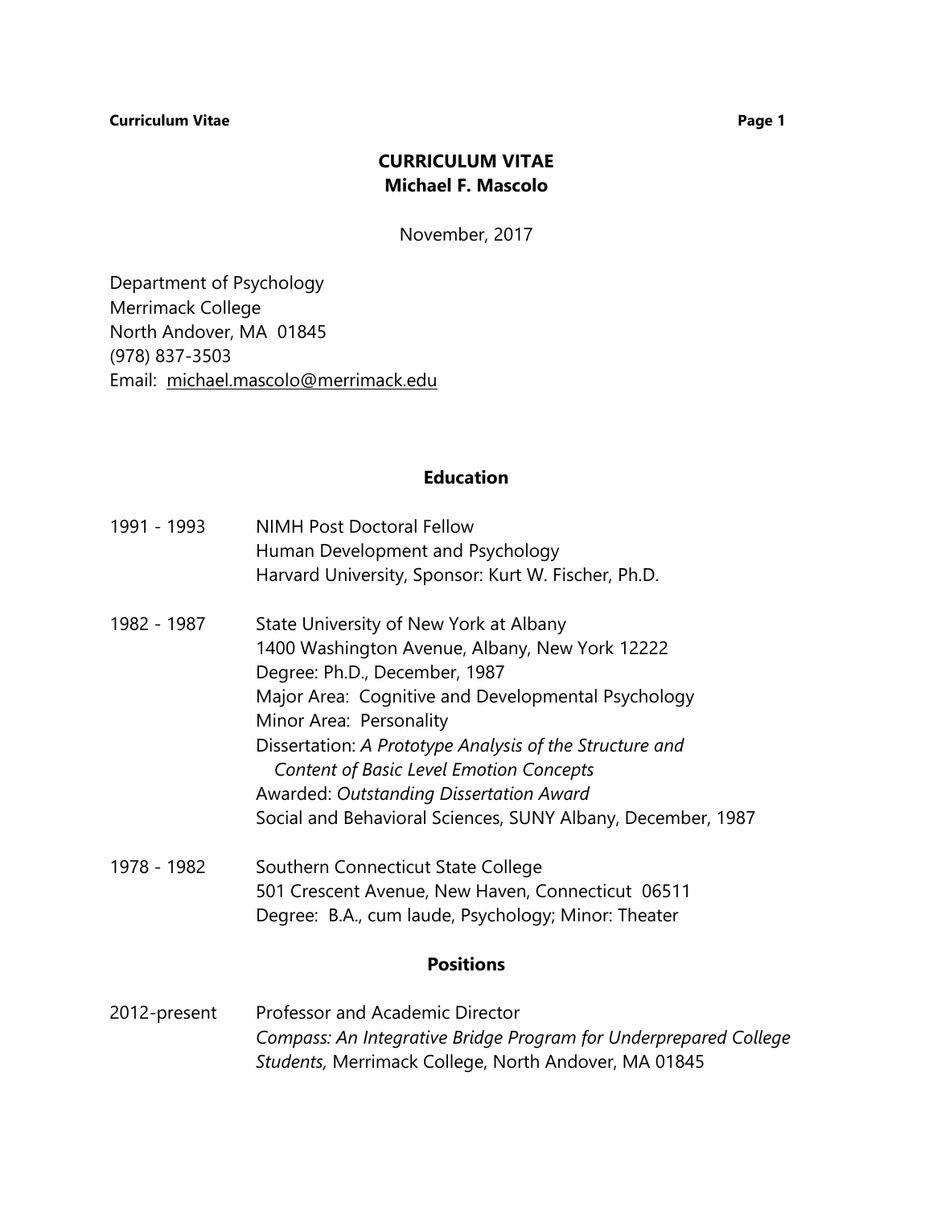# CURRICULUM VITAE
## Michael F. Mascolo

November, 2017

Department of Psychology
Merrimack College
North Andover, MA 01845
(978) 837-3503
Email: michael.mascolo@merrimack.edu

## Education

1991 - 1993 NIMH Post Doctoral Fellow
Human Development and Psychology
Harvard University, Sponsor: Kurt W. Fischer, Ph.D.

1982 - 1987 State University of New York at Albany
1400 Washington Avenue, Albany, New York 12222
Degree: Ph.D., December, 1987
Major Area: Cognitive and Developmental Psychology
Minor Area: Personality
Dissertation: *A Prototype Analysis of the Structure and Content of Basic Level Emotion Concepts*
Awarded: *Outstanding Dissertation Award*
Social and Behavioral Sciences, SUNY Albany, December, 1987

1978 - 1982 Southern Connecticut State College
501 Crescent Avenue, New Haven, Connecticut 06511
Degree: B.A., cum laude, Psychology; Minor: Theater

## Positions

2012-present Professor and Academic Director
*Compass: An Integrative Bridge Program for Underprepared College Students,* Merrimack College, North Andover, MA 01845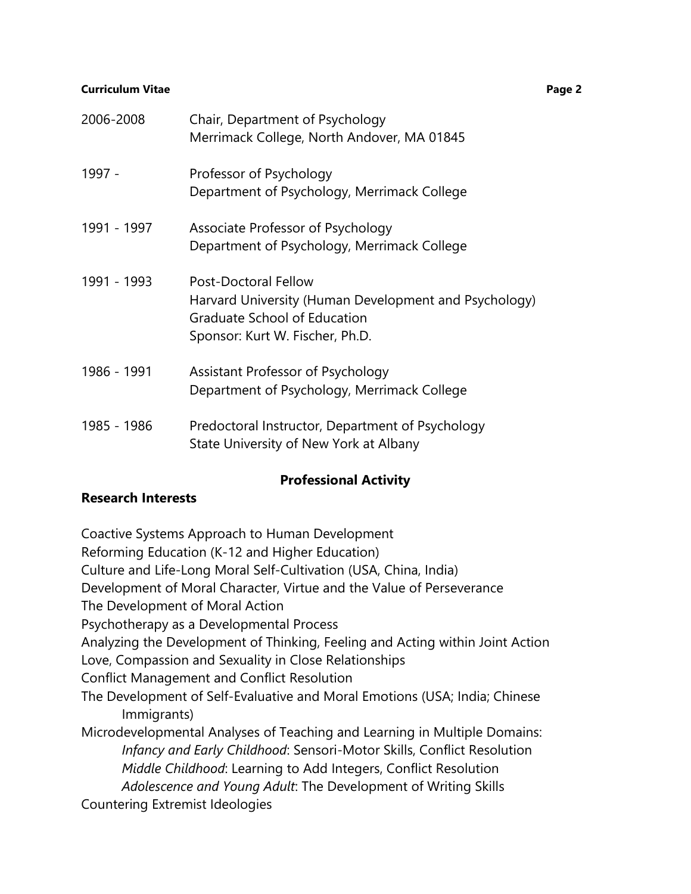2006-2008 Chair, Department of Psychology
Merrimack College, North Andover, MA 01845

1997 - Professor of Psychology
Department of Psychology, Merrimack College

1991 - 1997 Associate Professor of Psychology
Department of Psychology, Merrimack College

1991 - 1993 Post-Doctoral Fellow
Harvard University (Human Development and Psychology)
Graduate School of Education
Sponsor: Kurt W. Fischer, Ph.D.

1986 - 1991 Assistant Professor of Psychology
Department of Psychology, Merrimack College

1985 - 1986 Predoctoral Instructor, Department of Psychology
State University of New York at Albany

## Professional Activity

### Research Interests

Coactive Systems Approach to Human Development
Reforming Education (K-12 and Higher Education)
Culture and Life-Long Moral Self-Cultivation (USA, China, India)
Development of Moral Character, Virtue and the Value of Perseverance
The Development of Moral Action
Psychotherapy as a Developmental Process
Analyzing the Development of Thinking, Feeling and Acting within Joint Action
Love, Compassion and Sexuality in Close Relationships
Conflict Management and Conflict Resolution
The Development of Self-Evaluative and Moral Emotions (USA; India; Chinese Immigrants)
Microdevelopmental Analyses of Teaching and Learning in Multiple Domains:
- *Infancy and Early Childhood*: Sensori-Motor Skills, Conflict Resolution
- *Middle Childhood*: Learning to Add Integers, Conflict Resolution
- *Adolescence and Young Adult*: The Development of Writing Skills

Countering Extremist Ideologies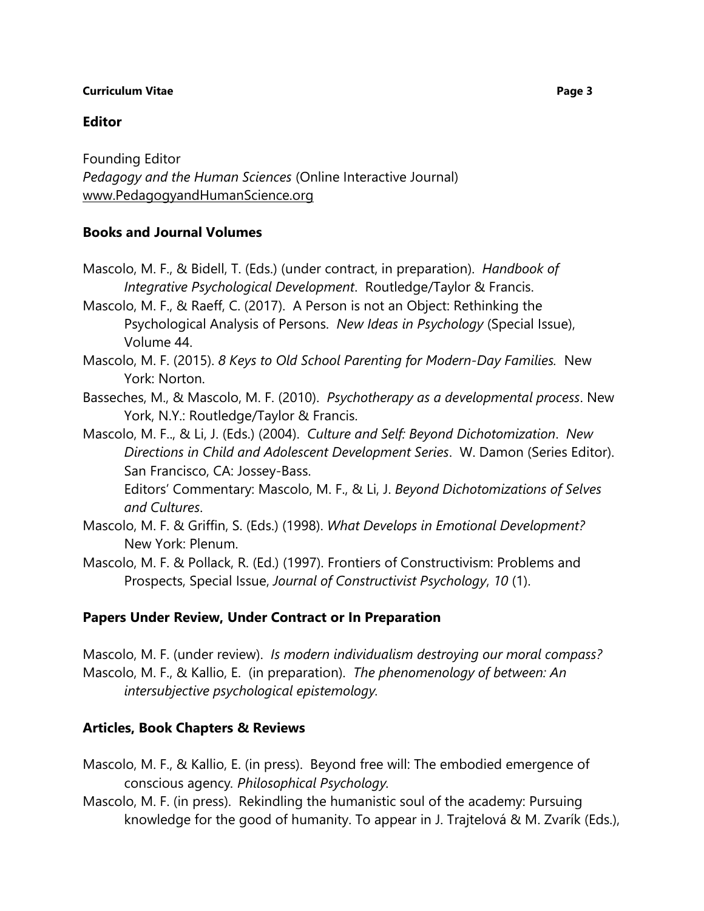## Editor

Founding Editor
*Pedagogy and the Human Sciences* (Online Interactive Journal)
www.PedagogyandHumanScience.org

## Books and Journal Volumes

Mascolo, M. F., & Bidell, T. (Eds.) (under contract, in preparation). *Handbook of Integrative Psychological Development*. Routledge/Taylor & Francis.

Mascolo, M. F., & Raeff, C. (2017). A Person is not an Object: Rethinking the Psychological Analysis of Persons. *New Ideas in Psychology* (Special Issue), Volume 44.

Mascolo, M. F. (2015). *8 Keys to Old School Parenting for Modern-Day Families.* New York: Norton.

Basseches, M., & Mascolo, M. F. (2010). *Psychotherapy as a developmental process*. New York, N.Y.: Routledge/Taylor & Francis.

Mascolo, M. F.., & Li, J. (Eds.) (2004). *Culture and Self: Beyond Dichotomization*. *New Directions in Child and Adolescent Development Series*. W. Damon (Series Editor). San Francisco, CA: Jossey-Bass.
Editors' Commentary: Mascolo, M. F., & Li, J. *Beyond Dichotomizations of Selves and Cultures*.

Mascolo, M. F. & Griffin, S. (Eds.) (1998). *What Develops in Emotional Development?* New York: Plenum.

Mascolo, M. F. & Pollack, R. (Ed.) (1997). Frontiers of Constructivism: Problems and Prospects, Special Issue, *Journal of Constructivist Psychology*, *10* (1).

## Papers Under Review, Under Contract or In Preparation

Mascolo, M. F. (under review). *Is modern individualism destroying our moral compass?*

Mascolo, M. F., & Kallio, E. (in preparation). *The phenomenology of between: An intersubjective psychological epistemology.*

## Articles, Book Chapters & Reviews

Mascolo, M. F., & Kallio, E. (in press). Beyond free will: The embodied emergence of conscious agency. *Philosophical Psychology.*

Mascolo, M. F. (in press). Rekindling the humanistic soul of the academy: Pursuing knowledge for the good of humanity. To appear in J. Trajtelová & M. Zvarík (Eds.),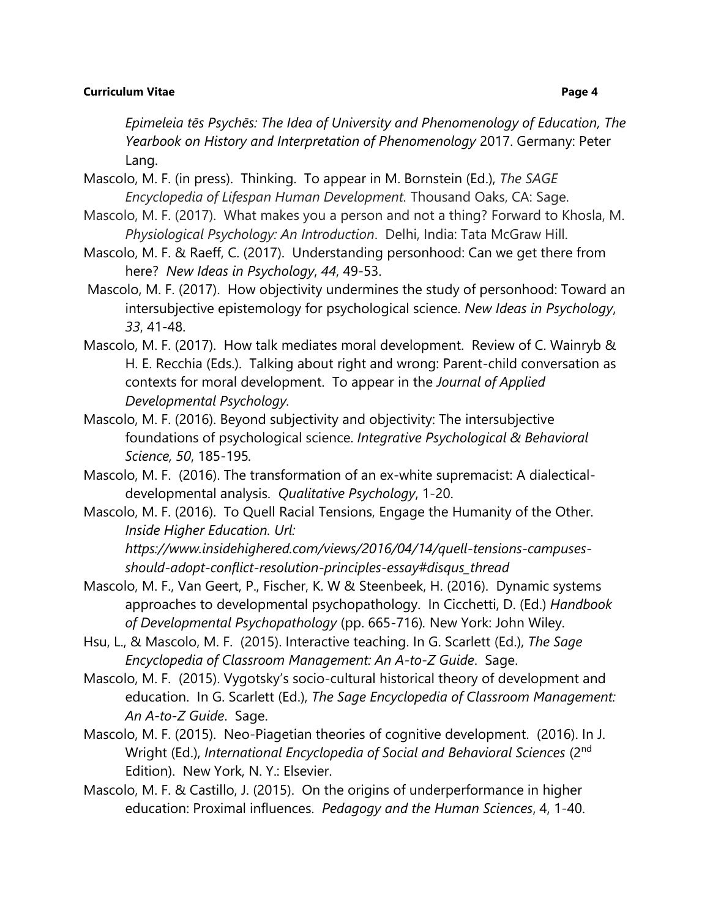*Epimeleia tēs Psychēs: The Idea of University and Phenomenology of Education, The Yearbook on History and Interpretation of Phenomenology* 2017. Germany: Peter Lang.

Mascolo, M. F. (in press). Thinking. To appear in M. Bornstein (Ed.), *The SAGE Encyclopedia of Lifespan Human Development.* Thousand Oaks, CA: Sage.

Mascolo, M. F. (2017). What makes you a person and not a thing? Forward to Khosla, M. *Physiological Psychology: An Introduction*. Delhi, India: Tata McGraw Hill.

Mascolo, M. F. & Raeff, C. (2017). Understanding personhood: Can we get there from here? *New Ideas in Psychology*, *44*, 49-53.

Mascolo, M. F. (2017). How objectivity undermines the study of personhood: Toward an intersubjective epistemology for psychological science. *New Ideas in Psychology*, *33*, 41-48.

Mascolo, M. F. (2017). How talk mediates moral development. Review of C. Wainryb & H. E. Recchia (Eds.). Talking about right and wrong: Parent-child conversation as contexts for moral development. To appear in the *Journal of Applied Developmental Psychology*.

Mascolo, M. F. (2016). Beyond subjectivity and objectivity: The intersubjective foundations of psychological science. *Integrative Psychological & Behavioral Science, 50*, 185-195.

Mascolo, M. F. (2016). The transformation of an ex-white supremacist: A dialectical-developmental analysis. *Qualitative Psychology*, 1-20.

Mascolo, M. F. (2016). To Quell Racial Tensions, Engage the Humanity of the Other. *Inside Higher Education. Url: https://www.insidehighered.com/views/2016/04/14/quell-tensions-campuses-should-adopt-conflict-resolution-principles-essay#disqus_thread*

Mascolo, M. F., Van Geert, P., Fischer, K. W & Steenbeek, H. (2016). Dynamic systems approaches to developmental psychopathology. In Cicchetti, D. (Ed.) *Handbook of Developmental Psychopathology* (pp. 665-716). New York: John Wiley.

Hsu, L., & Mascolo, M. F. (2015). Interactive teaching. In G. Scarlett (Ed.), *The Sage Encyclopedia of Classroom Management: An A-to-Z Guide*. Sage.

Mascolo, M. F. (2015). Vygotsky's socio-cultural historical theory of development and education. In G. Scarlett (Ed.), *The Sage Encyclopedia of Classroom Management: An A-to-Z Guide*. Sage.

Mascolo, M. F. (2015). Neo-Piagetian theories of cognitive development. (2016). In J. Wright (Ed.), *International Encyclopedia of Social and Behavioral Sciences* (2nd Edition). New York, N. Y.: Elsevier.

Mascolo, M. F. & Castillo, J. (2015). On the origins of underperformance in higher education: Proximal influences. *Pedagogy and the Human Sciences*, 4, 1-40.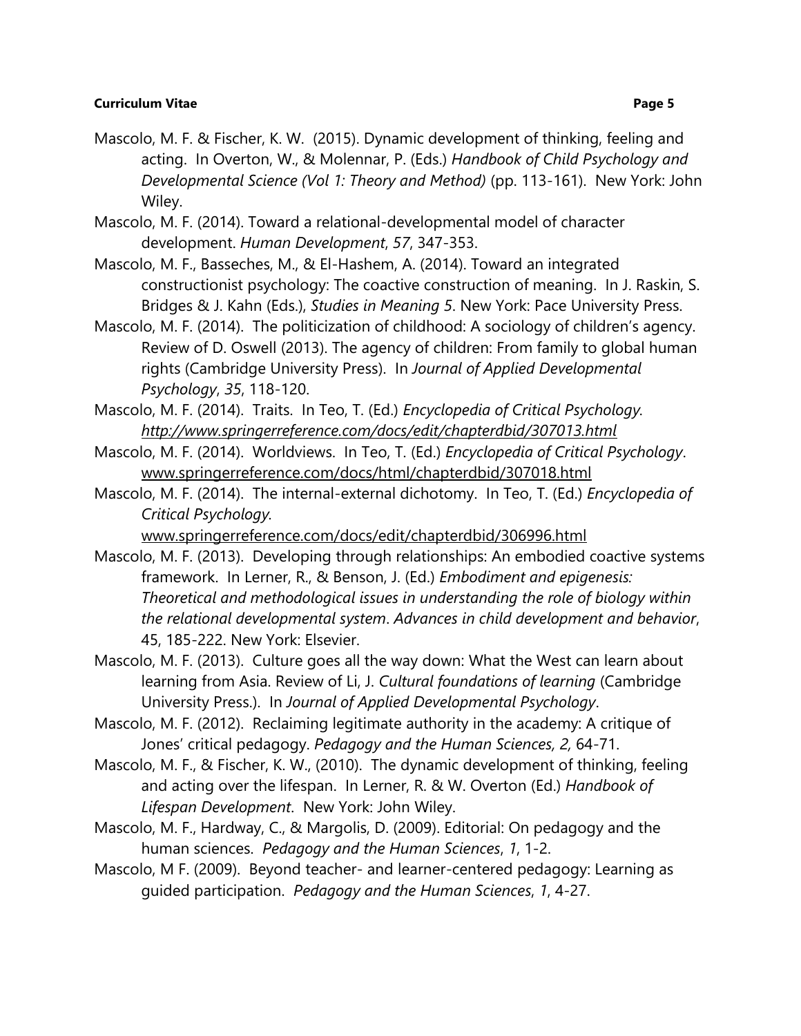Mascolo, M. F. & Fischer, K. W. (2015). Dynamic development of thinking, feeling and acting. In Overton, W., & Molennar, P. (Eds.) *Handbook of Child Psychology and Developmental Science (Vol 1: Theory and Method)* (pp. 113-161). New York: John Wiley.

Mascolo, M. F. (2014). Toward a relational-developmental model of character development. *Human Development*, *57*, 347-353.

Mascolo, M. F., Basseches, M., & El-Hashem, A. (2014). Toward an integrated constructionist psychology: The coactive construction of meaning. In J. Raskin, S. Bridges & J. Kahn (Eds.), *Studies in Meaning 5*. New York: Pace University Press.

Mascolo, M. F. (2014). The politicization of childhood: A sociology of children's agency. Review of D. Oswell (2013). The agency of children: From family to global human rights (Cambridge University Press). In *Journal of Applied Developmental Psychology*, *35*, 118-120.

Mascolo, M. F. (2014). Traits. In Teo, T. (Ed.) *Encyclopedia of Critical Psychology. http://www.springerreference.com/docs/edit/chapterdbid/307013.html*

Mascolo, M. F. (2014). Worldviews. In Teo, T. (Ed.) *Encyclopedia of Critical Psychology*. www.springerreference.com/docs/html/chapterdbid/307018.html

Mascolo, M. F. (2014). The internal-external dichotomy. In Teo, T. (Ed.) *Encyclopedia of Critical Psychology.* www.springerreference.com/docs/edit/chapterdbid/306996.html

Mascolo, M. F. (2013). Developing through relationships: An embodied coactive systems framework. In Lerner, R., & Benson, J. (Ed.) *Embodiment and epigenesis: Theoretical and methodological issues in understanding the role of biology within the relational developmental system*. *Advances in child development and behavior*, 45, 185-222. New York: Elsevier.

Mascolo, M. F. (2013). Culture goes all the way down: What the West can learn about learning from Asia. Review of Li, J. *Cultural foundations of learning* (Cambridge University Press.). In *Journal of Applied Developmental Psychology*.

Mascolo, M. F. (2012). Reclaiming legitimate authority in the academy: A critique of Jones' critical pedagogy. *Pedagogy and the Human Sciences, 2,* 64-71.

Mascolo, M. F., & Fischer, K. W., (2010). The dynamic development of thinking, feeling and acting over the lifespan. In Lerner, R. & W. Overton (Ed.) *Handbook of Lifespan Development.* New York: John Wiley.

Mascolo, M. F., Hardway, C., & Margolis, D. (2009). Editorial: On pedagogy and the human sciences. *Pedagogy and the Human Sciences*, *1*, 1-2.

Mascolo, M F. (2009). Beyond teacher- and learner-centered pedagogy: Learning as guided participation. *Pedagogy and the Human Sciences*, *1*, 4-27.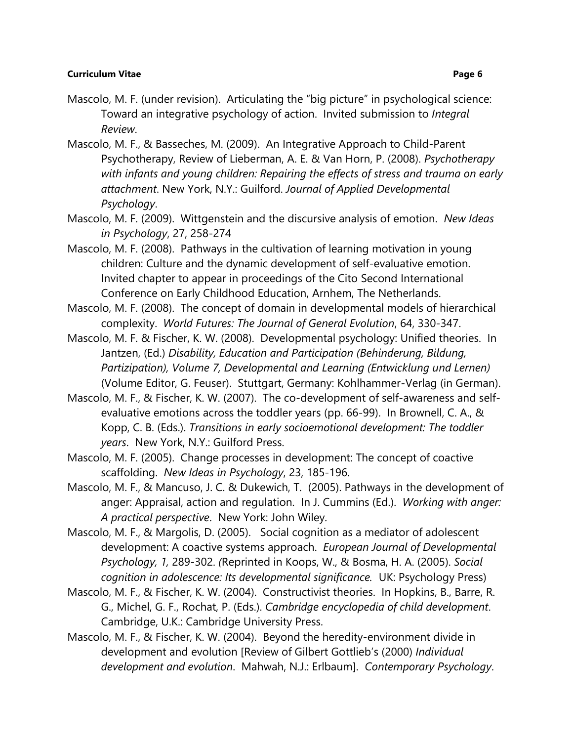Mascolo, M. F. (under revision). Articulating the "big picture" in psychological science: Toward an integrative psychology of action. Invited submission to *Integral Review*.

Mascolo, M. F., & Basseches, M. (2009). An Integrative Approach to Child-Parent Psychotherapy, Review of Lieberman, A. E. & Van Horn, P. (2008). *Psychotherapy with infants and young children: Repairing the effects of stress and trauma on early attachment*. New York, N.Y.: Guilford. *Journal of Applied Developmental Psychology*.

Mascolo, M. F. (2009). Wittgenstein and the discursive analysis of emotion. *New Ideas in Psychology*, 27, 258-274

Mascolo, M. F. (2008). Pathways in the cultivation of learning motivation in young children: Culture and the dynamic development of self-evaluative emotion. Invited chapter to appear in proceedings of the Cito Second International Conference on Early Childhood Education, Arnhem, The Netherlands.

Mascolo, M. F. (2008). The concept of domain in developmental models of hierarchical complexity. *World Futures: The Journal of General Evolution*, 64, 330-347.

Mascolo, M. F. & Fischer, K. W. (2008). Developmental psychology: Unified theories. In Jantzen, (Ed.) *Disability, Education and Participation (Behinderung, Bildung, Partizipation), Volume 7, Developmental and Learning (Entwicklung und Lernen)* (Volume Editor, G. Feuser). Stuttgart, Germany: Kohlhammer-Verlag (in German).

Mascolo, M. F., & Fischer, K. W. (2007). The co-development of self-awareness and self-evaluative emotions across the toddler years (pp. 66-99). In Brownell, C. A., & Kopp, C. B. (Eds.). *Transitions in early socioemotional development: The toddler years*. New York, N.Y.: Guilford Press.

Mascolo, M. F. (2005). Change processes in development: The concept of coactive scaffolding. *New Ideas in Psychology*, 23, 185-196.

Mascolo, M. F., & Mancuso, J. C. & Dukewich, T. (2005). Pathways in the development of anger: Appraisal, action and regulation. In J. Cummins (Ed.). *Working with anger: A practical perspective*. New York: John Wiley.

Mascolo, M. F., & Margolis, D. (2005). Social cognition as a mediator of adolescent development: A coactive systems approach. *European Journal of Developmental Psychology, 1,* 289-302. (Reprinted in Koops, W., & Bosma, H. A. (2005). *Social cognition in adolescence: Its developmental significance.* UK: Psychology Press)

Mascolo, M. F., & Fischer, K. W. (2004). Constructivist theories. In Hopkins, B., Barre, R. G., Michel, G. F., Rochat, P. (Eds.). *Cambridge encyclopedia of child development*. Cambridge, U.K.: Cambridge University Press.

Mascolo, M. F., & Fischer, K. W. (2004). Beyond the heredity-environment divide in development and evolution [Review of Gilbert Gottlieb's (2000) *Individual development and evolution*. Mahwah, N.J.: Erlbaum]. *Contemporary Psychology*.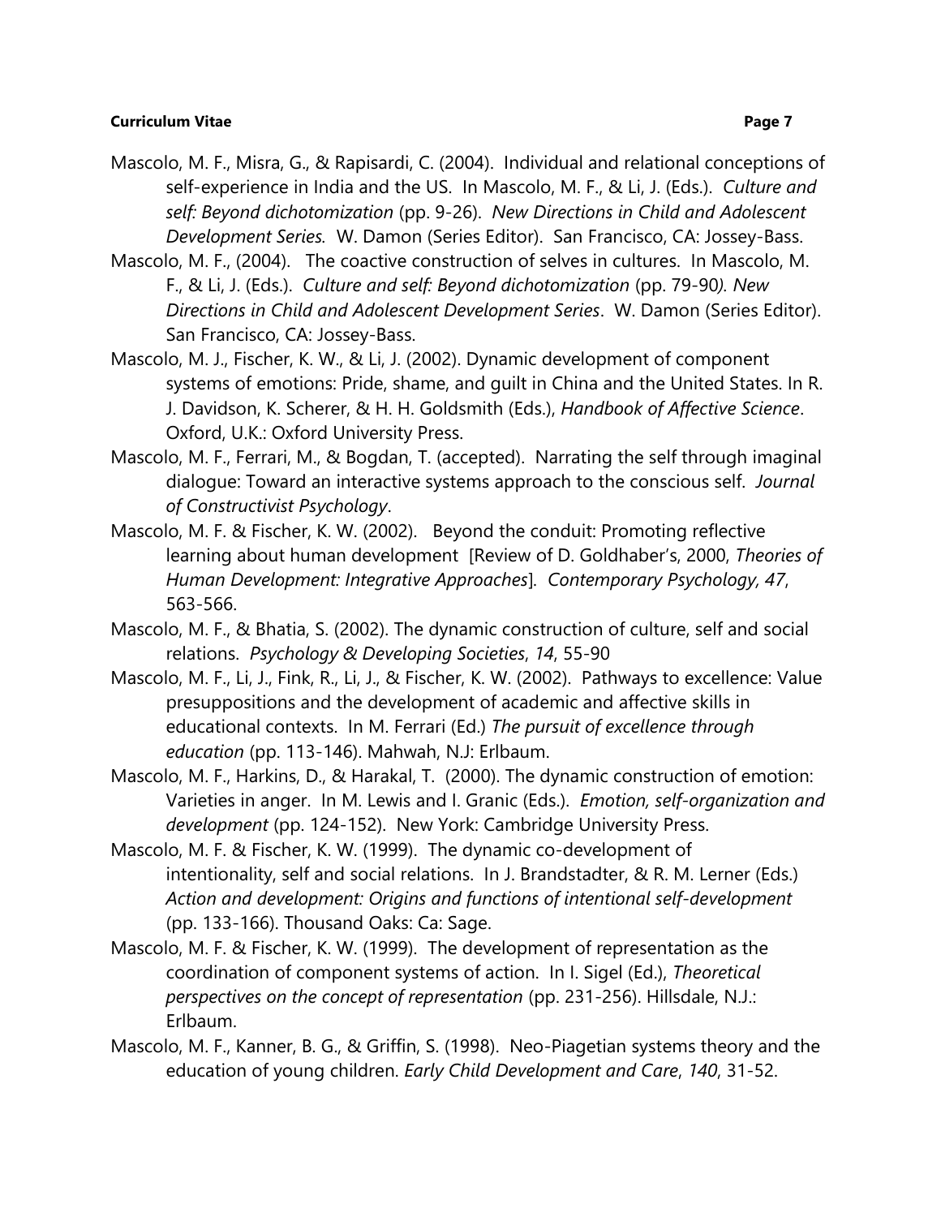Mascolo, M. F., Misra, G., & Rapisardi, C. (2004). Individual and relational conceptions of self-experience in India and the US. In Mascolo, M. F., & Li, J. (Eds.). *Culture and self: Beyond dichotomization* (pp. 9-26). *New Directions in Child and Adolescent Development Series.* W. Damon (Series Editor). San Francisco, CA: Jossey-Bass.

Mascolo, M. F., (2004). The coactive construction of selves in cultures. In Mascolo, M. F., & Li, J. (Eds.). *Culture and self: Beyond dichotomization* (pp. 79-90*). New Directions in Child and Adolescent Development Series*. W. Damon (Series Editor). San Francisco, CA: Jossey-Bass.

Mascolo, M. J., Fischer, K. W., & Li, J. (2002). Dynamic development of component systems of emotions: Pride, shame, and guilt in China and the United States. In R. J. Davidson, K. Scherer, & H. H. Goldsmith (Eds.), *Handbook of Affective Science*. Oxford, U.K.: Oxford University Press.

Mascolo, M. F., Ferrari, M., & Bogdan, T. (accepted). Narrating the self through imaginal dialogue: Toward an interactive systems approach to the conscious self. *Journal of Constructivist Psychology*.

Mascolo, M. F. & Fischer, K. W. (2002). Beyond the conduit: Promoting reflective learning about human development [Review of D. Goldhaber's, 2000, *Theories of Human Development: Integrative Approaches*]. *Contemporary Psychology, 47*, 563-566.

Mascolo, M. F., & Bhatia, S. (2002). The dynamic construction of culture, self and social relations. *Psychology & Developing Societies*, *14*, 55-90

Mascolo, M. F., Li, J., Fink, R., Li, J., & Fischer, K. W. (2002). Pathways to excellence: Value presuppositions and the development of academic and affective skills in educational contexts. In M. Ferrari (Ed.) *The pursuit of excellence through education* (pp. 113-146). Mahwah, N.J: Erlbaum.

Mascolo, M. F., Harkins, D., & Harakal, T. (2000). The dynamic construction of emotion: Varieties in anger. In M. Lewis and I. Granic (Eds.). *Emotion, self-organization and development* (pp. 124-152). New York: Cambridge University Press.

Mascolo, M. F. & Fischer, K. W. (1999). The dynamic co-development of intentionality, self and social relations. In J. Brandstadter, & R. M. Lerner (Eds.) *Action and development: Origins and functions of intentional self-development* (pp. 133-166). Thousand Oaks: Ca: Sage.

Mascolo, M. F. & Fischer, K. W. (1999). The development of representation as the coordination of component systems of action. In I. Sigel (Ed.), *Theoretical perspectives on the concept of representation* (pp. 231-256). Hillsdale, N.J.: Erlbaum.

Mascolo, M. F., Kanner, B. G., & Griffin, S. (1998). Neo-Piagetian systems theory and the education of young children. *Early Child Development and Care*, *140*, 31-52.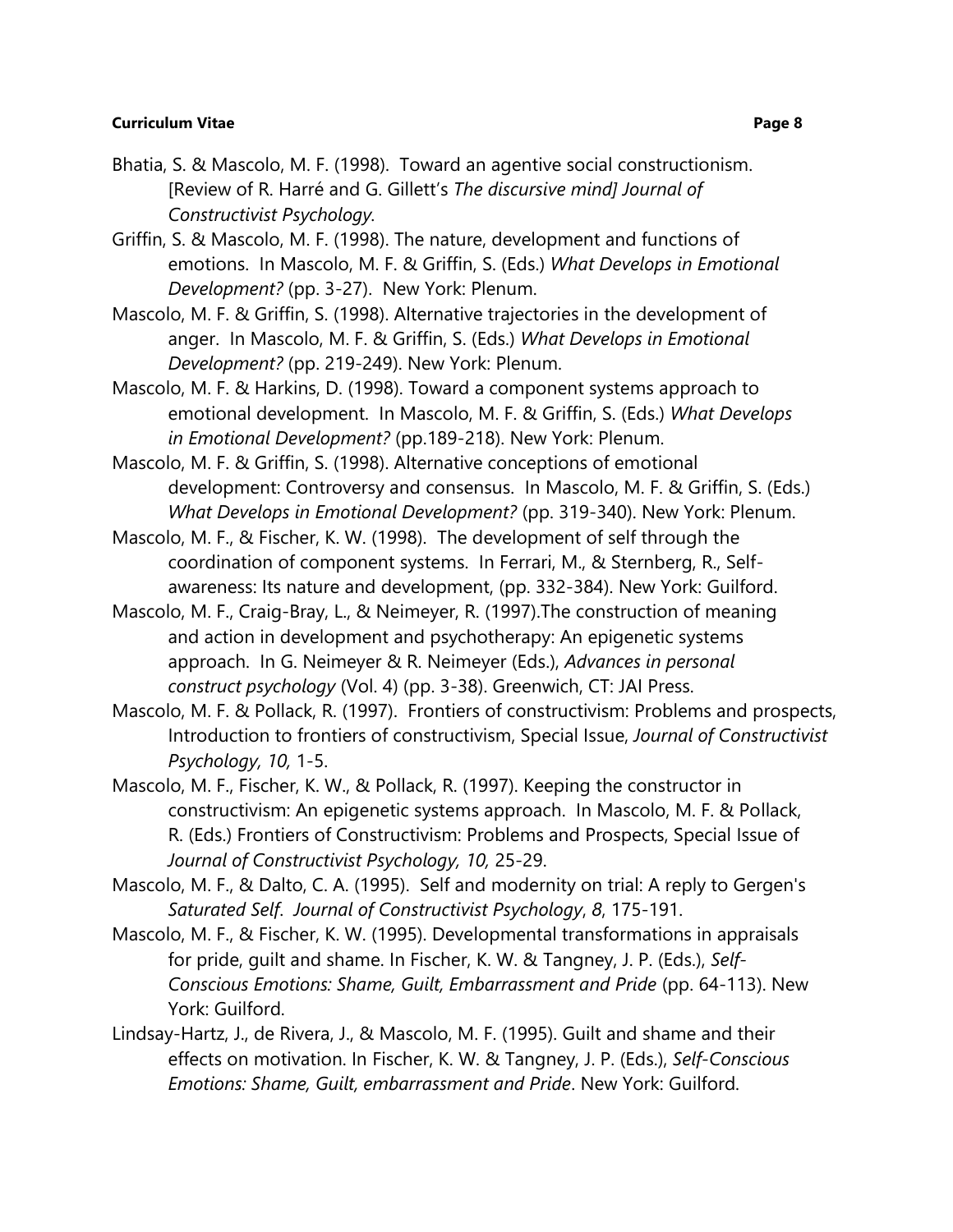Bhatia, S. & Mascolo, M. F. (1998). Toward an agentive social constructionism. [Review of R. Harré and G. Gillett's *The discursive mind] Journal of Constructivist Psychology*.

Griffin, S. & Mascolo, M. F. (1998). The nature, development and functions of emotions. In Mascolo, M. F. & Griffin, S. (Eds.) *What Develops in Emotional Development?* (pp. 3-27). New York: Plenum.

Mascolo, M. F. & Griffin, S. (1998). Alternative trajectories in the development of anger. In Mascolo, M. F. & Griffin, S. (Eds.) *What Develops in Emotional Development?* (pp. 219-249). New York: Plenum.

Mascolo, M. F. & Harkins, D. (1998). Toward a component systems approach to emotional development. In Mascolo, M. F. & Griffin, S. (Eds.) *What Develops in Emotional Development?* (pp.189-218). New York: Plenum.

Mascolo, M. F. & Griffin, S. (1998). Alternative conceptions of emotional development: Controversy and consensus. In Mascolo, M. F. & Griffin, S. (Eds.) *What Develops in Emotional Development?* (pp. 319-340). New York: Plenum.

Mascolo, M. F., & Fischer, K. W. (1998). The development of self through the coordination of component systems. In Ferrari, M., & Sternberg, R., Self-awareness: Its nature and development, (pp. 332-384). New York: Guilford.

Mascolo, M. F., Craig-Bray, L., & Neimeyer, R. (1997).The construction of meaning and action in development and psychotherapy: An epigenetic systems approach. In G. Neimeyer & R. Neimeyer (Eds.), *Advances in personal construct psychology* (Vol. 4) (pp. 3-38). Greenwich, CT: JAI Press.

Mascolo, M. F. & Pollack, R. (1997). Frontiers of constructivism: Problems and prospects, Introduction to frontiers of constructivism, Special Issue, *Journal of Constructivist Psychology, 10,* 1-5.

Mascolo, M. F., Fischer, K. W., & Pollack, R. (1997). Keeping the constructor in constructivism: An epigenetic systems approach. In Mascolo, M. F. & Pollack, R. (Eds.) Frontiers of Constructivism: Problems and Prospects, Special Issue of *Journal of Constructivist Psychology, 10,* 25-29.

Mascolo, M. F., & Dalto, C. A. (1995). Self and modernity on trial: A reply to Gergen's *Saturated Self*. *Journal of Constructivist Psychology*, *8*, 175-191.

Mascolo, M. F., & Fischer, K. W. (1995). Developmental transformations in appraisals for pride, guilt and shame. In Fischer, K. W. & Tangney, J. P. (Eds.), *Self-Conscious Emotions: Shame, Guilt, Embarrassment and Pride* (pp. 64-113). New York: Guilford.

Lindsay-Hartz, J., de Rivera, J., & Mascolo, M. F. (1995). Guilt and shame and their effects on motivation. In Fischer, K. W. & Tangney, J. P. (Eds.), *Self-Conscious Emotions: Shame, Guilt, embarrassment and Pride*. New York: Guilford.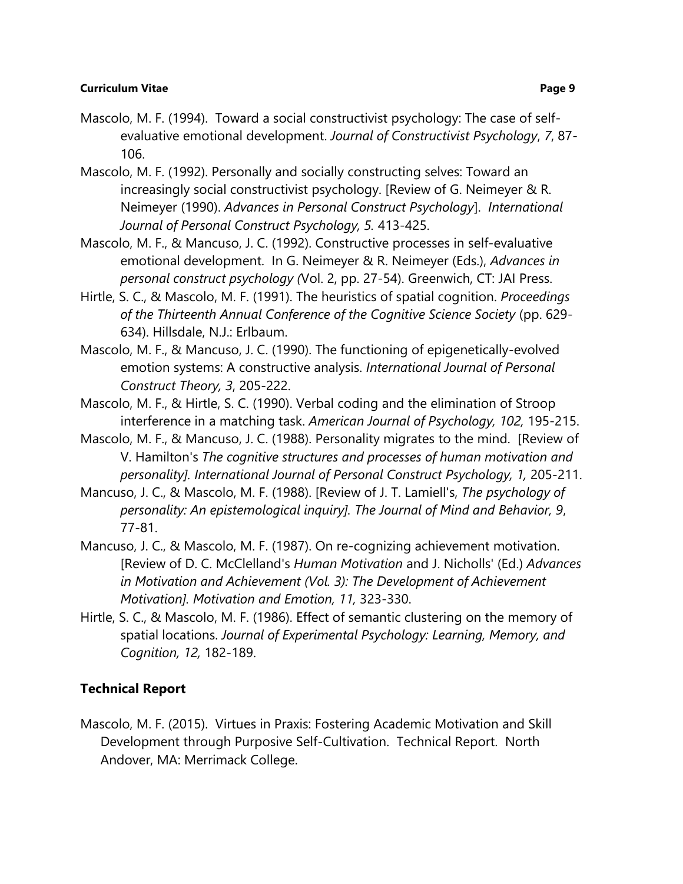Mascolo, M. F. (1994). Toward a social constructivist psychology: The case of self-evaluative emotional development. *Journal of Constructivist Psychology*, *7*, 87-106.

Mascolo, M. F. (1992). Personally and socially constructing selves: Toward an increasingly social constructivist psychology. [Review of G. Neimeyer & R. Neimeyer (1990). *Advances in Personal Construct Psychology*]. *International Journal of Personal Construct Psychology, 5.* 413-425.

Mascolo, M. F., & Mancuso, J. C. (1992). Constructive processes in self-evaluative emotional development. In G. Neimeyer & R. Neimeyer (Eds.), *Advances in personal construct psychology (*Vol. 2, pp. 27-54). Greenwich, CT: JAI Press.

Hirtle, S. C., & Mascolo, M. F. (1991). The heuristics of spatial cognition. *Proceedings of the Thirteenth Annual Conference of the Cognitive Science Society* (pp. 629-634). Hillsdale, N.J.: Erlbaum.

Mascolo, M. F., & Mancuso, J. C. (1990). The functioning of epigenetically-evolved emotion systems: A constructive analysis. *International Journal of Personal Construct Theory, 3*, 205-222.

Mascolo, M. F., & Hirtle, S. C. (1990). Verbal coding and the elimination of Stroop interference in a matching task. *American Journal of Psychology, 102,* 195-215.

Mascolo, M. F., & Mancuso, J. C. (1988). Personality migrates to the mind. [Review of V. Hamilton's *The cognitive structures and processes of human motivation and personality]. International Journal of Personal Construct Psychology, 1,* 205-211.

Mancuso, J. C., & Mascolo, M. F. (1988). [Review of J. T. Lamiell's, *The psychology of personality: An epistemological inquiry]. The Journal of Mind and Behavior, 9*, 77-81.

Mancuso, J. C., & Mascolo, M. F. (1987). On re-cognizing achievement motivation. [Review of D. C. McClelland's *Human Motivation* and J. Nicholls' (Ed.) *Advances in Motivation and Achievement (Vol. 3): The Development of Achievement Motivation]. Motivation and Emotion, 11,* 323-330.

Hirtle, S. C., & Mascolo, M. F. (1986). Effect of semantic clustering on the memory of spatial locations. *Journal of Experimental Psychology: Learning, Memory, and Cognition, 12,* 182-189.

## Technical Report

Mascolo, M. F. (2015). Virtues in Praxis: Fostering Academic Motivation and Skill Development through Purposive Self-Cultivation. Technical Report. North Andover, MA: Merrimack College.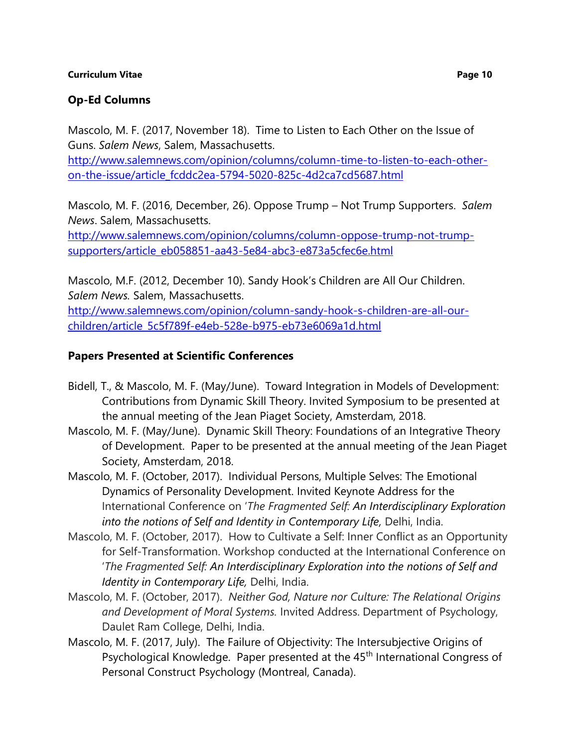## Op-Ed Columns

Mascolo, M. F. (2017, November 18). Time to Listen to Each Other on the Issue of Guns. *Salem News*, Salem, Massachusetts. http://www.salemnews.com/opinion/columns/column-time-to-listen-to-each-other-on-the-issue/article_fcddc2ea-5794-5020-825c-4d2ca7cd5687.html

Mascolo, M. F. (2016, December, 26). Oppose Trump – Not Trump Supporters. *Salem News*. Salem, Massachusetts. http://www.salemnews.com/opinion/columns/column-oppose-trump-not-trump-supporters/article_eb058851-aa43-5e84-abc3-e873a5cfec6e.html

Mascolo, M.F. (2012, December 10). Sandy Hook's Children are All Our Children. *Salem News.* Salem, Massachusetts. http://www.salemnews.com/opinion/column-sandy-hook-s-children-are-all-our-children/article_5c5f789f-e4eb-528e-b975-eb73e6069a1d.html

## Papers Presented at Scientific Conferences

Bidell, T., & Mascolo, M. F. (May/June). Toward Integration in Models of Development: Contributions from Dynamic Skill Theory. Invited Symposium to be presented at the annual meeting of the Jean Piaget Society, Amsterdam, 2018.

Mascolo, M. F. (May/June). Dynamic Skill Theory: Foundations of an Integrative Theory of Development. Paper to be presented at the annual meeting of the Jean Piaget Society, Amsterdam, 2018.

Mascolo, M. F. (October, 2017). Individual Persons, Multiple Selves: The Emotional Dynamics of Personality Development. Invited Keynote Address for the International Conference on '*The Fragmented Self: An Interdisciplinary Exploration into the notions of Self and Identity in Contemporary Life,* Delhi, India.

Mascolo, M. F. (October, 2017). How to Cultivate a Self: Inner Conflict as an Opportunity for Self-Transformation. Workshop conducted at the International Conference on '*The Fragmented Self: An Interdisciplinary Exploration into the notions of Self and Identity in Contemporary Life,* Delhi, India.

Mascolo, M. F. (October, 2017). *Neither God, Nature nor Culture: The Relational Origins and Development of Moral Systems.* Invited Address. Department of Psychology, Daulet Ram College, Delhi, India.

Mascolo, M. F. (2017, July). The Failure of Objectivity: The Intersubjective Origins of Psychological Knowledge. Paper presented at the 45th International Congress of Personal Construct Psychology (Montreal, Canada).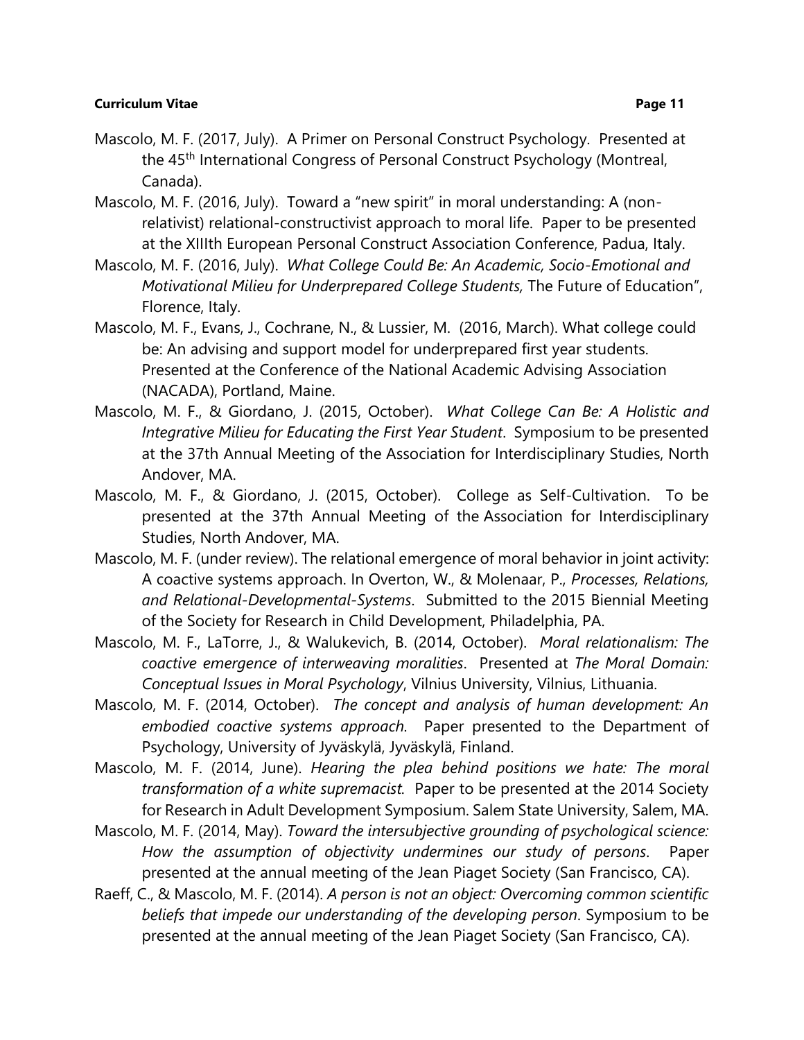Mascolo, M. F. (2017, July). A Primer on Personal Construct Psychology. Presented at the 45th International Congress of Personal Construct Psychology (Montreal, Canada).

Mascolo, M. F. (2016, July). Toward a "new spirit" in moral understanding: A (non-relativist) relational-constructivist approach to moral life. Paper to be presented at the XIIIth European Personal Construct Association Conference, Padua, Italy.

Mascolo, M. F. (2016, July). *What College Could Be: An Academic, Socio-Emotional and Motivational Milieu for Underprepared College Students,* The Future of Education", Florence, Italy.

Mascolo, M. F., Evans, J., Cochrane, N., & Lussier, M. (2016, March). What college could be: An advising and support model for underprepared first year students. Presented at the Conference of the National Academic Advising Association (NACADA), Portland, Maine.

Mascolo, M. F., & Giordano, J. (2015, October). *What College Can Be: A Holistic and Integrative Milieu for Educating the First Year Student*. Symposium to be presented at the 37th Annual Meeting of the Association for Interdisciplinary Studies, North Andover, MA.

Mascolo, M. F., & Giordano, J. (2015, October). College as Self-Cultivation. To be presented at the 37th Annual Meeting of the Association for Interdisciplinary Studies, North Andover, MA.

Mascolo, M. F. (under review). The relational emergence of moral behavior in joint activity: A coactive systems approach. In Overton, W., & Molenaar, P., *Processes, Relations, and Relational-Developmental-Systems*. Submitted to the 2015 Biennial Meeting of the Society for Research in Child Development, Philadelphia, PA.

Mascolo, M. F., LaTorre, J., & Walukevich, B. (2014, October). *Moral relationalism: The coactive emergence of interweaving moralities*. Presented at *The Moral Domain: Conceptual Issues in Moral Psychology*, Vilnius University, Vilnius, Lithuania.

Mascolo, M. F. (2014, October). *The concept and analysis of human development: An embodied coactive systems approach.* Paper presented to the Department of Psychology, University of Jyväskylä, Jyväskylä, Finland.

Mascolo, M. F. (2014, June). *Hearing the plea behind positions we hate: The moral transformation of a white supremacist.* Paper to be presented at the 2014 Society for Research in Adult Development Symposium. Salem State University, Salem, MA.

Mascolo, M. F. (2014, May). *Toward the intersubjective grounding of psychological science: How the assumption of objectivity undermines our study of persons*. Paper presented at the annual meeting of the Jean Piaget Society (San Francisco, CA).

Raeff, C., & Mascolo, M. F. (2014). *A person is not an object: Overcoming common scientific beliefs that impede our understanding of the developing person*. Symposium to be presented at the annual meeting of the Jean Piaget Society (San Francisco, CA).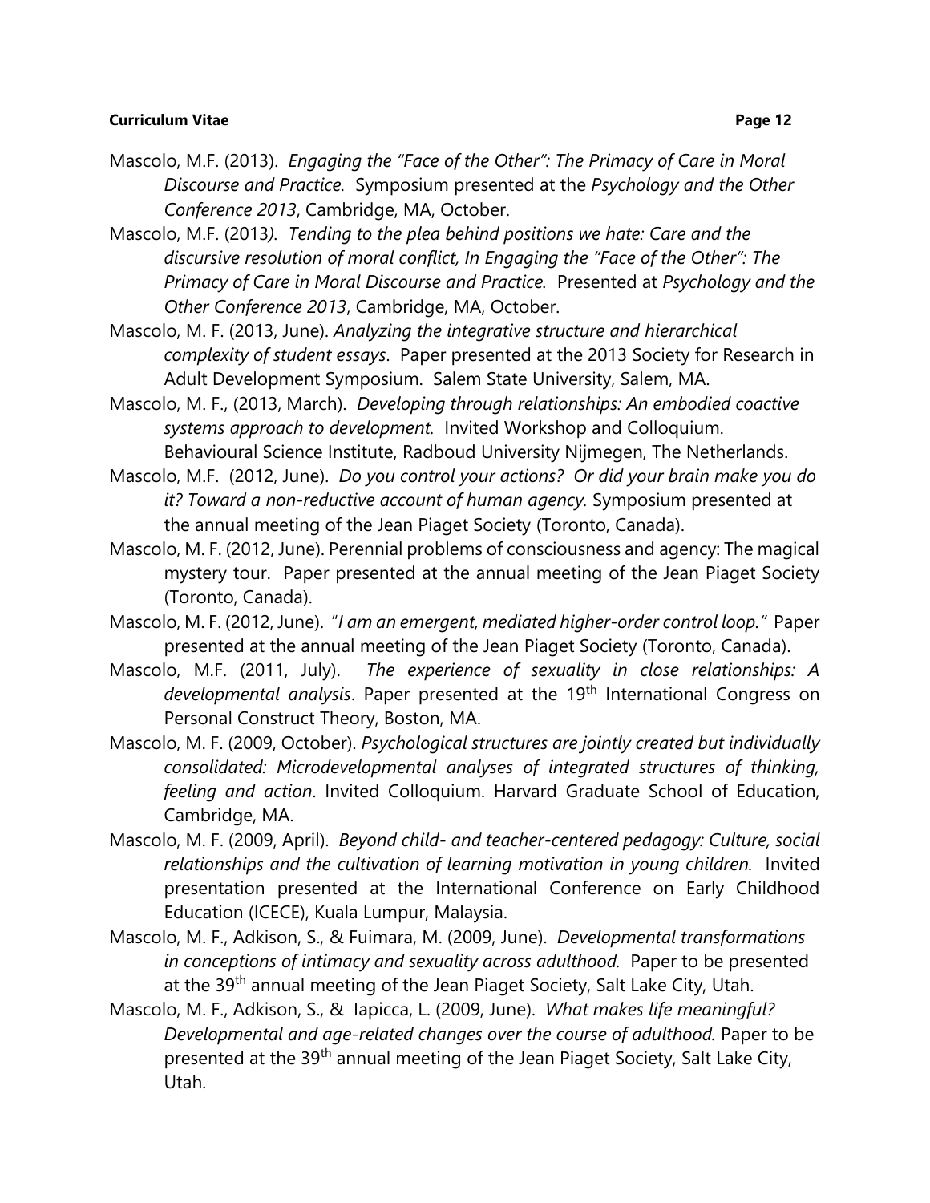Mascolo, M.F. (2013). *Engaging the "Face of the Other": The Primacy of Care in Moral Discourse and Practice.* Symposium presented at the *Psychology and the Other Conference 2013*, Cambridge, MA, October.

Mascolo, M.F. (2013*). Tending to the plea behind positions we hate: Care and the discursive resolution of moral conflict, In Engaging the "Face of the Other": The Primacy of Care in Moral Discourse and Practice.* Presented at *Psychology and the Other Conference 2013*, Cambridge, MA, October.

Mascolo, M. F. (2013, June). *Analyzing the integrative structure and hierarchical complexity of student essays*. Paper presented at the 2013 Society for Research in Adult Development Symposium. Salem State University, Salem, MA.

Mascolo, M. F., (2013, March). *Developing through relationships: An embodied coactive systems approach to development.* Invited Workshop and Colloquium. Behavioural Science Institute, Radboud University Nijmegen, The Netherlands.

Mascolo, M.F. (2012, June). *Do you control your actions? Or did your brain make you do it? Toward a non-reductive account of human agency.* Symposium presented at the annual meeting of the Jean Piaget Society (Toronto, Canada).

Mascolo, M. F. (2012, June). Perennial problems of consciousness and agency: The magical mystery tour. Paper presented at the annual meeting of the Jean Piaget Society (Toronto, Canada).

Mascolo, M. F. (2012, June). "*I am an emergent, mediated higher-order control loop."* Paper presented at the annual meeting of the Jean Piaget Society (Toronto, Canada).

Mascolo, M.F. (2011, July). *The experience of sexuality in close relationships: A developmental analysis*. Paper presented at the 19th International Congress on Personal Construct Theory, Boston, MA.

Mascolo, M. F. (2009, October). *Psychological structures are jointly created but individually consolidated: Microdevelopmental analyses of integrated structures of thinking, feeling and action*. Invited Colloquium. Harvard Graduate School of Education, Cambridge, MA.

Mascolo, M. F. (2009, April). *Beyond child- and teacher-centered pedagogy: Culture, social relationships and the cultivation of learning motivation in young children.* Invited presentation presented at the International Conference on Early Childhood Education (ICECE), Kuala Lumpur, Malaysia.

Mascolo, M. F., Adkison, S., & Fuimara, M. (2009, June). *Developmental transformations in conceptions of intimacy and sexuality across adulthood.* Paper to be presented at the 39th annual meeting of the Jean Piaget Society, Salt Lake City, Utah.

Mascolo, M. F., Adkison, S., & Iapicca, L. (2009, June). *What makes life meaningful? Developmental and age-related changes over the course of adulthood.* Paper to be presented at the 39th annual meeting of the Jean Piaget Society, Salt Lake City, Utah.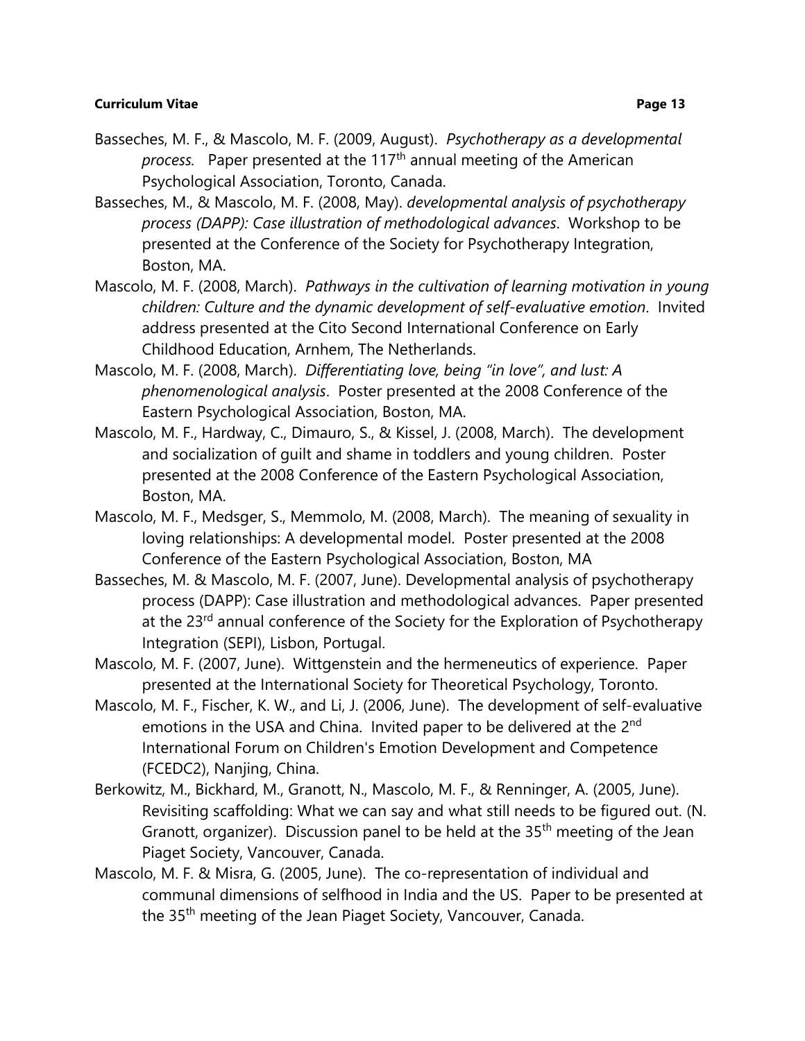Basseches, M. F., & Mascolo, M. F. (2009, August). *Psychotherapy as a developmental process*. Paper presented at the 117th annual meeting of the American Psychological Association, Toronto, Canada.

Basseches, M., & Mascolo, M. F. (2008, May). *developmental analysis of psychotherapy process (DAPP): Case illustration of methodological advances*. Workshop to be presented at the Conference of the Society for Psychotherapy Integration, Boston, MA.

Mascolo, M. F. (2008, March). *Pathways in the cultivation of learning motivation in young children: Culture and the dynamic development of self-evaluative emotion*. Invited address presented at the Cito Second International Conference on Early Childhood Education, Arnhem, The Netherlands.

Mascolo, M. F. (2008, March). *Differentiating love, being "in love", and lust: A phenomenological analysis*. Poster presented at the 2008 Conference of the Eastern Psychological Association, Boston, MA.

Mascolo, M. F., Hardway, C., Dimauro, S., & Kissel, J. (2008, March). The development and socialization of guilt and shame in toddlers and young children. Poster presented at the 2008 Conference of the Eastern Psychological Association, Boston, MA.

Mascolo, M. F., Medsger, S., Memmolo, M. (2008, March). The meaning of sexuality in loving relationships: A developmental model. Poster presented at the 2008 Conference of the Eastern Psychological Association, Boston, MA

Basseches, M. & Mascolo, M. F. (2007, June). Developmental analysis of psychotherapy process (DAPP): Case illustration and methodological advances. Paper presented at the 23rd annual conference of the Society for the Exploration of Psychotherapy Integration (SEPI), Lisbon, Portugal.

Mascolo, M. F. (2007, June). Wittgenstein and the hermeneutics of experience. Paper presented at the International Society for Theoretical Psychology, Toronto.

Mascolo, M. F., Fischer, K. W., and Li, J. (2006, June). The development of self-evaluative emotions in the USA and China. Invited paper to be delivered at the 2nd International Forum on Children's Emotion Development and Competence (FCEDC2), Nanjing, China.

Berkowitz, M., Bickhard, M., Granott, N., Mascolo, M. F., & Renninger, A. (2005, June). Revisiting scaffolding: What we can say and what still needs to be figured out. (N. Granott, organizer). Discussion panel to be held at the 35th meeting of the Jean Piaget Society, Vancouver, Canada.

Mascolo, M. F. & Misra, G. (2005, June). The co-representation of individual and communal dimensions of selfhood in India and the US. Paper to be presented at the 35th meeting of the Jean Piaget Society, Vancouver, Canada.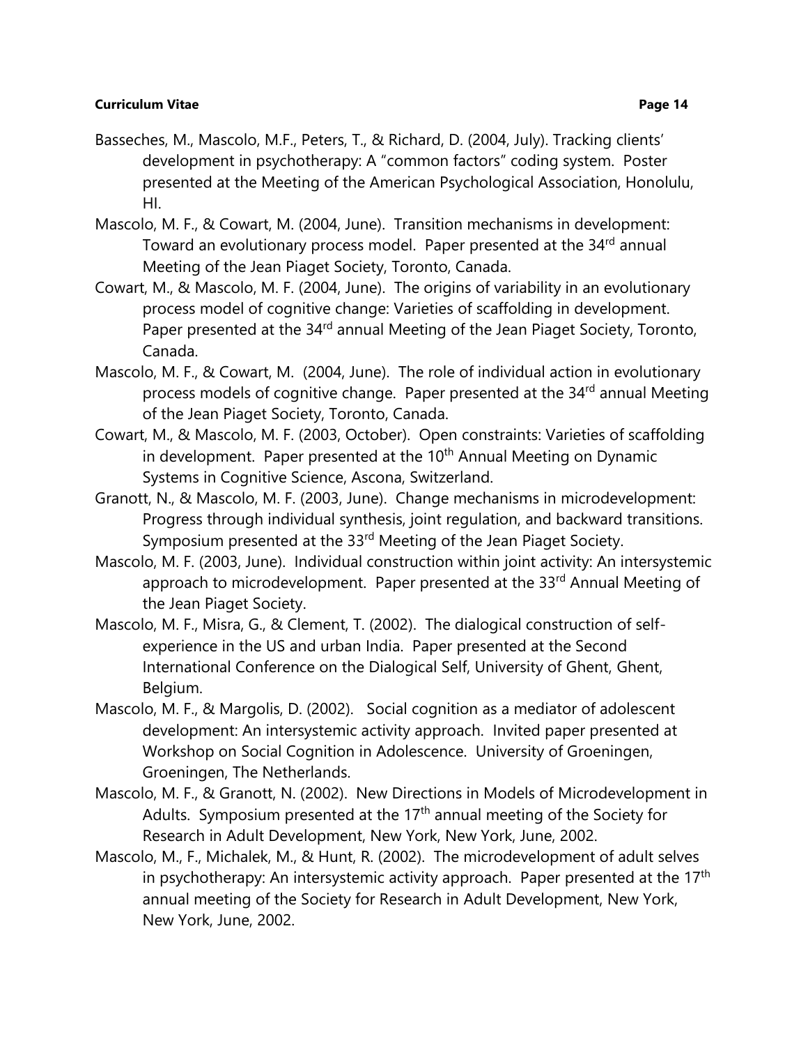Basseches, M., Mascolo, M.F., Peters, T., & Richard, D. (2004, July). Tracking clients' development in psychotherapy: A "common factors" coding system. Poster presented at the Meeting of the American Psychological Association, Honolulu, HI.

Mascolo, M. F., & Cowart, M. (2004, June). Transition mechanisms in development: Toward an evolutionary process model. Paper presented at the 34rd annual Meeting of the Jean Piaget Society, Toronto, Canada.

Cowart, M., & Mascolo, M. F. (2004, June). The origins of variability in an evolutionary process model of cognitive change: Varieties of scaffolding in development. Paper presented at the 34rd annual Meeting of the Jean Piaget Society, Toronto, Canada.

Mascolo, M. F., & Cowart, M. (2004, June). The role of individual action in evolutionary process models of cognitive change. Paper presented at the 34rd annual Meeting of the Jean Piaget Society, Toronto, Canada.

Cowart, M., & Mascolo, M. F. (2003, October). Open constraints: Varieties of scaffolding in development. Paper presented at the 10th Annual Meeting on Dynamic Systems in Cognitive Science, Ascona, Switzerland.

Granott, N., & Mascolo, M. F. (2003, June). Change mechanisms in microdevelopment: Progress through individual synthesis, joint regulation, and backward transitions. Symposium presented at the 33rd Meeting of the Jean Piaget Society.

Mascolo, M. F. (2003, June). Individual construction within joint activity: An intersystemic approach to microdevelopment. Paper presented at the 33rd Annual Meeting of the Jean Piaget Society.

Mascolo, M. F., Misra, G., & Clement, T. (2002). The dialogical construction of self-experience in the US and urban India. Paper presented at the Second International Conference on the Dialogical Self, University of Ghent, Ghent, Belgium.

Mascolo, M. F., & Margolis, D. (2002). Social cognition as a mediator of adolescent development: An intersystemic activity approach. Invited paper presented at Workshop on Social Cognition in Adolescence. University of Groeningen, Groeningen, The Netherlands.

Mascolo, M. F., & Granott, N. (2002). New Directions in Models of Microdevelopment in Adults. Symposium presented at the 17th annual meeting of the Society for Research in Adult Development, New York, New York, June, 2002.

Mascolo, M., F., Michalek, M., & Hunt, R. (2002). The microdevelopment of adult selves in psychotherapy: An intersystemic activity approach. Paper presented at the 17th annual meeting of the Society for Research in Adult Development, New York, New York, June, 2002.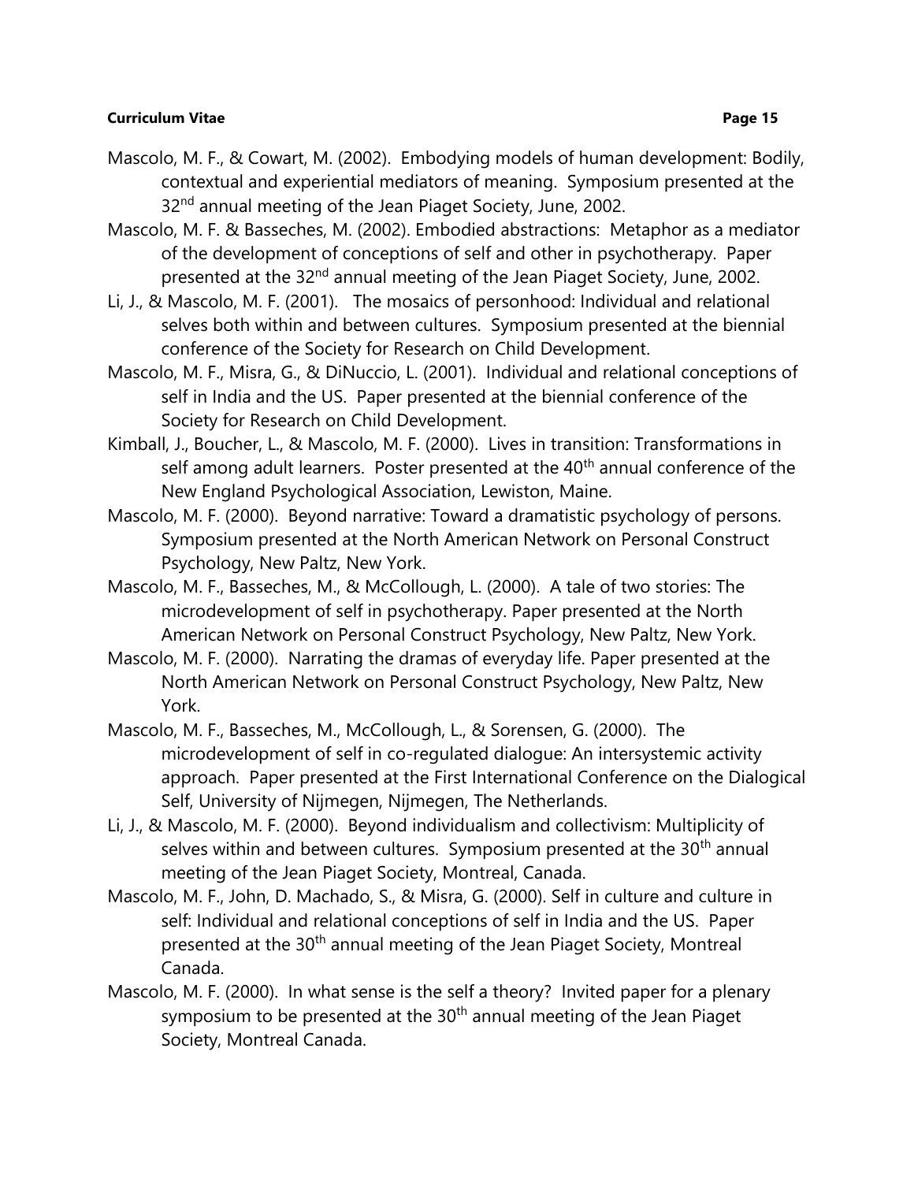Mascolo, M. F., & Cowart, M. (2002). Embodying models of human development: Bodily, contextual and experiential mediators of meaning. Symposium presented at the 32nd annual meeting of the Jean Piaget Society, June, 2002.

Mascolo, M. F. & Basseches, M. (2002). Embodied abstractions: Metaphor as a mediator of the development of conceptions of self and other in psychotherapy. Paper presented at the 32nd annual meeting of the Jean Piaget Society, June, 2002.

Li, J., & Mascolo, M. F. (2001). The mosaics of personhood: Individual and relational selves both within and between cultures. Symposium presented at the biennial conference of the Society for Research on Child Development.

Mascolo, M. F., Misra, G., & DiNuccio, L. (2001). Individual and relational conceptions of self in India and the US. Paper presented at the biennial conference of the Society for Research on Child Development.

Kimball, J., Boucher, L., & Mascolo, M. F. (2000). Lives in transition: Transformations in self among adult learners. Poster presented at the 40th annual conference of the New England Psychological Association, Lewiston, Maine.

Mascolo, M. F. (2000). Beyond narrative: Toward a dramatistic psychology of persons. Symposium presented at the North American Network on Personal Construct Psychology, New Paltz, New York.

Mascolo, M. F., Basseches, M., & McCollough, L. (2000). A tale of two stories: The microdevelopment of self in psychotherapy. Paper presented at the North American Network on Personal Construct Psychology, New Paltz, New York.

Mascolo, M. F. (2000). Narrating the dramas of everyday life. Paper presented at the North American Network on Personal Construct Psychology, New Paltz, New York.

Mascolo, M. F., Basseches, M., McCollough, L., & Sorensen, G. (2000). The microdevelopment of self in co-regulated dialogue: An intersystemic activity approach. Paper presented at the First International Conference on the Dialogical Self, University of Nijmegen, Nijmegen, The Netherlands.

Li, J., & Mascolo, M. F. (2000). Beyond individualism and collectivism: Multiplicity of selves within and between cultures. Symposium presented at the 30th annual meeting of the Jean Piaget Society, Montreal, Canada.

Mascolo, M. F., John, D. Machado, S., & Misra, G. (2000). Self in culture and culture in self: Individual and relational conceptions of self in India and the US. Paper presented at the 30th annual meeting of the Jean Piaget Society, Montreal Canada.

Mascolo, M. F. (2000). In what sense is the self a theory? Invited paper for a plenary symposium to be presented at the 30th annual meeting of the Jean Piaget Society, Montreal Canada.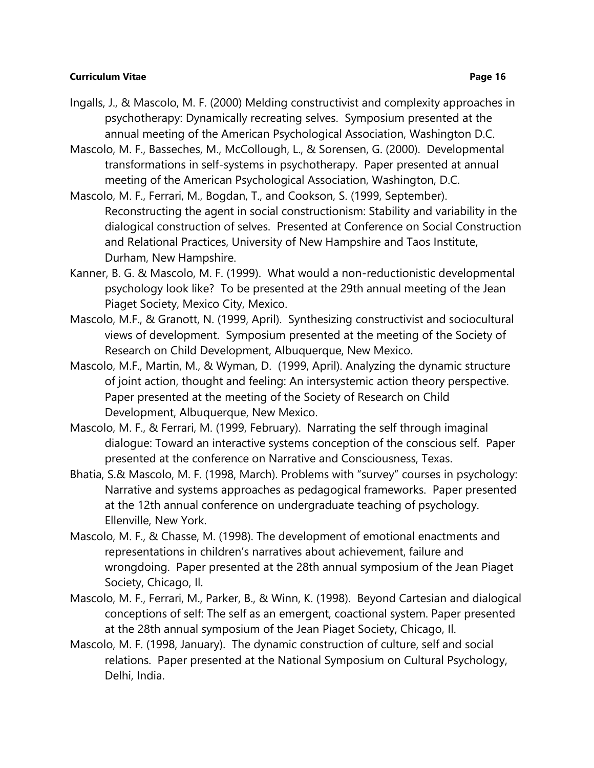Ingalls, J., & Mascolo, M. F. (2000) Melding constructivist and complexity approaches in psychotherapy: Dynamically recreating selves. Symposium presented at the annual meeting of the American Psychological Association, Washington D.C.

Mascolo, M. F., Basseches, M., McCollough, L., & Sorensen, G. (2000). Developmental transformations in self-systems in psychotherapy. Paper presented at annual meeting of the American Psychological Association, Washington, D.C.

Mascolo, M. F., Ferrari, M., Bogdan, T., and Cookson, S. (1999, September). Reconstructing the agent in social constructionism: Stability and variability in the dialogical construction of selves. Presented at Conference on Social Construction and Relational Practices, University of New Hampshire and Taos Institute, Durham, New Hampshire.

Kanner, B. G. & Mascolo, M. F. (1999). What would a non-reductionistic developmental psychology look like? To be presented at the 29th annual meeting of the Jean Piaget Society, Mexico City, Mexico.

Mascolo, M.F., & Granott, N. (1999, April). Synthesizing constructivist and sociocultural views of development. Symposium presented at the meeting of the Society of Research on Child Development, Albuquerque, New Mexico.

Mascolo, M.F., Martin, M., & Wyman, D. (1999, April). Analyzing the dynamic structure of joint action, thought and feeling: An intersystemic action theory perspective. Paper presented at the meeting of the Society of Research on Child Development, Albuquerque, New Mexico.

Mascolo, M. F., & Ferrari, M. (1999, February). Narrating the self through imaginal dialogue: Toward an interactive systems conception of the conscious self. Paper presented at the conference on Narrative and Consciousness, Texas.

Bhatia, S.& Mascolo, M. F. (1998, March). Problems with "survey" courses in psychology: Narrative and systems approaches as pedagogical frameworks. Paper presented at the 12th annual conference on undergraduate teaching of psychology. Ellenville, New York.

Mascolo, M. F., & Chasse, M. (1998). The development of emotional enactments and representations in children's narratives about achievement, failure and wrongdoing. Paper presented at the 28th annual symposium of the Jean Piaget Society, Chicago, Il.

Mascolo, M. F., Ferrari, M., Parker, B., & Winn, K. (1998). Beyond Cartesian and dialogical conceptions of self: The self as an emergent, coactional system. Paper presented at the 28th annual symposium of the Jean Piaget Society, Chicago, Il.

Mascolo, M. F. (1998, January). The dynamic construction of culture, self and social relations. Paper presented at the National Symposium on Cultural Psychology, Delhi, India.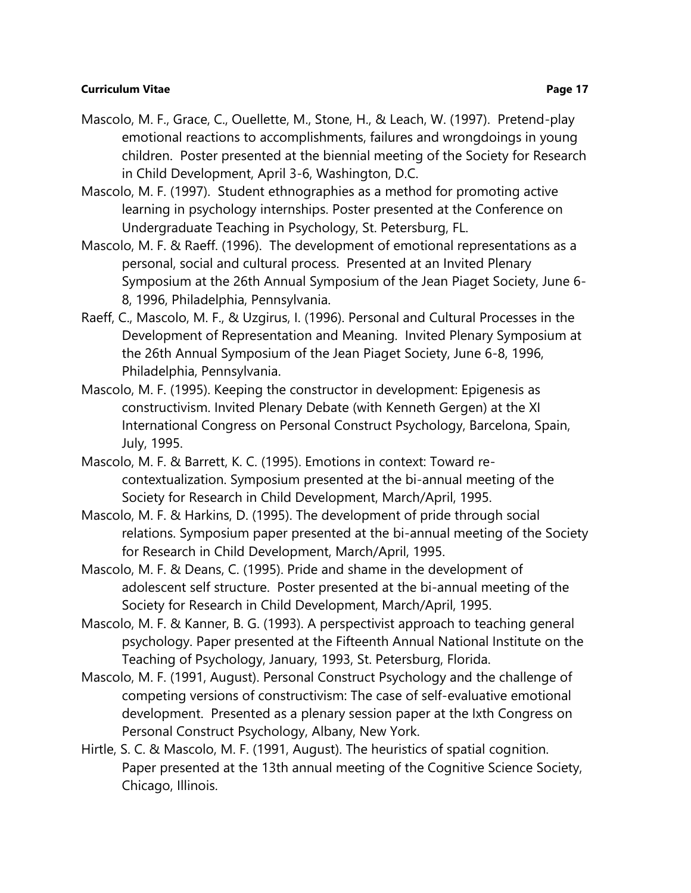Mascolo, M. F., Grace, C., Ouellette, M., Stone, H., & Leach, W. (1997). Pretend-play emotional reactions to accomplishments, failures and wrongdoings in young children. Poster presented at the biennial meeting of the Society for Research in Child Development, April 3-6, Washington, D.C.

Mascolo, M. F. (1997). Student ethnographies as a method for promoting active learning in psychology internships. Poster presented at the Conference on Undergraduate Teaching in Psychology, St. Petersburg, FL.

Mascolo, M. F. & Raeff. (1996). The development of emotional representations as a personal, social and cultural process. Presented at an Invited Plenary Symposium at the 26th Annual Symposium of the Jean Piaget Society, June 6-8, 1996, Philadelphia, Pennsylvania.

Raeff, C., Mascolo, M. F., & Uzgirus, I. (1996). Personal and Cultural Processes in the Development of Representation and Meaning. Invited Plenary Symposium at the 26th Annual Symposium of the Jean Piaget Society, June 6-8, 1996, Philadelphia, Pennsylvania.

Mascolo, M. F. (1995). Keeping the constructor in development: Epigenesis as constructivism. Invited Plenary Debate (with Kenneth Gergen) at the XI International Congress on Personal Construct Psychology, Barcelona, Spain, July, 1995.

Mascolo, M. F. & Barrett, K. C. (1995). Emotions in context: Toward re-contextualization. Symposium presented at the bi-annual meeting of the Society for Research in Child Development, March/April, 1995.

Mascolo, M. F. & Harkins, D. (1995). The development of pride through social relations. Symposium paper presented at the bi-annual meeting of the Society for Research in Child Development, March/April, 1995.

Mascolo, M. F. & Deans, C. (1995). Pride and shame in the development of adolescent self structure. Poster presented at the bi-annual meeting of the Society for Research in Child Development, March/April, 1995.

Mascolo, M. F. & Kanner, B. G. (1993). A perspectivist approach to teaching general psychology. Paper presented at the Fifteenth Annual National Institute on the Teaching of Psychology, January, 1993, St. Petersburg, Florida.

Mascolo, M. F. (1991, August). Personal Construct Psychology and the challenge of competing versions of constructivism: The case of self-evaluative emotional development. Presented as a plenary session paper at the Ixth Congress on Personal Construct Psychology, Albany, New York.

Hirtle, S. C. & Mascolo, M. F. (1991, August). The heuristics of spatial cognition. Paper presented at the 13th annual meeting of the Cognitive Science Society, Chicago, Illinois.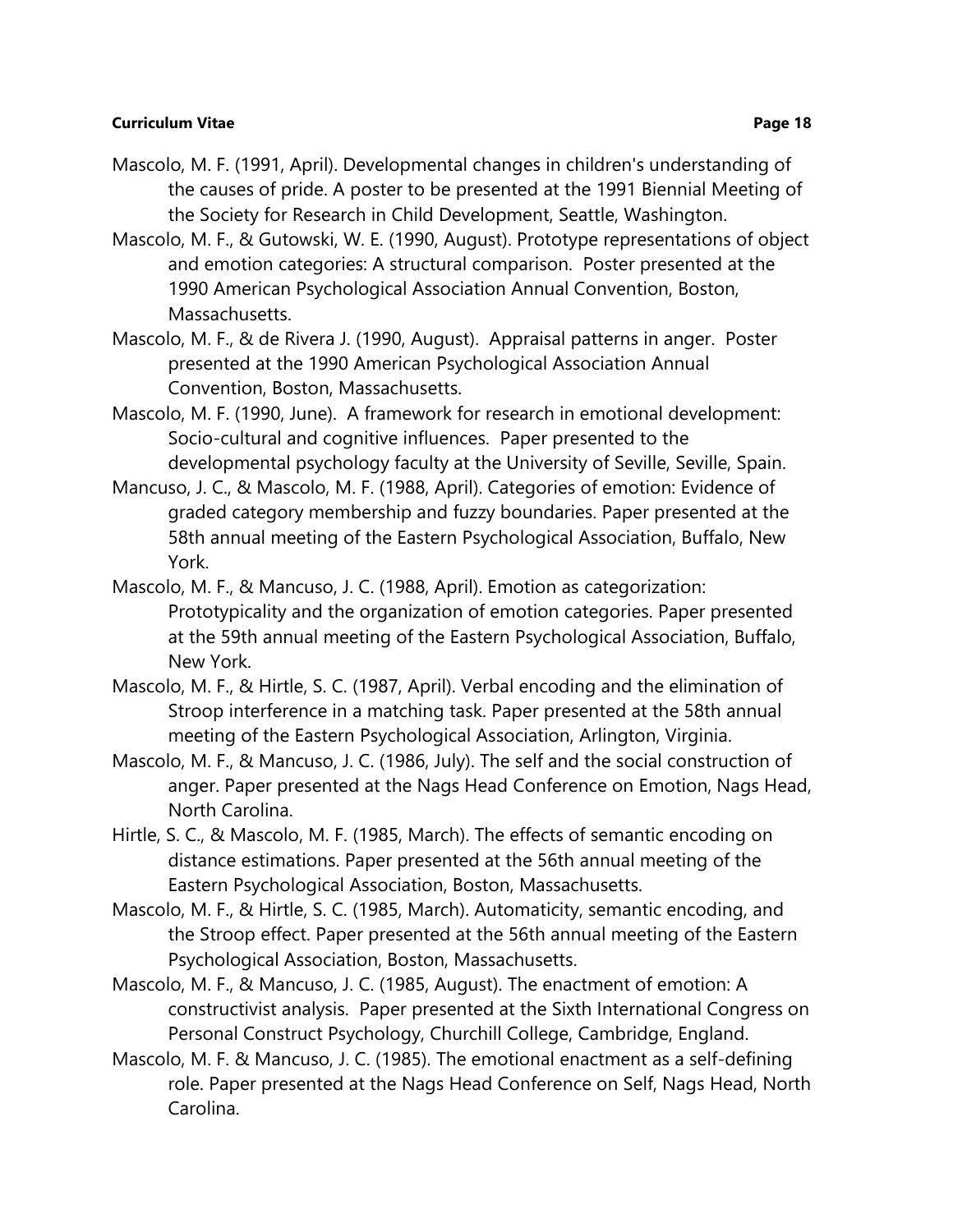Mascolo, M. F. (1991, April). Developmental changes in children's understanding of the causes of pride. A poster to be presented at the 1991 Biennial Meeting of the Society for Research in Child Development, Seattle, Washington.

Mascolo, M. F., & Gutowski, W. E. (1990, August). Prototype representations of object and emotion categories: A structural comparison. Poster presented at the 1990 American Psychological Association Annual Convention, Boston, Massachusetts.

Mascolo, M. F., & de Rivera J. (1990, August). Appraisal patterns in anger. Poster presented at the 1990 American Psychological Association Annual Convention, Boston, Massachusetts.

Mascolo, M. F. (1990, June). A framework for research in emotional development: Socio-cultural and cognitive influences. Paper presented to the developmental psychology faculty at the University of Seville, Seville, Spain.

Mancuso, J. C., & Mascolo, M. F. (1988, April). Categories of emotion: Evidence of graded category membership and fuzzy boundaries. Paper presented at the 58th annual meeting of the Eastern Psychological Association, Buffalo, New York.

Mascolo, M. F., & Mancuso, J. C. (1988, April). Emotion as categorization: Prototypicality and the organization of emotion categories. Paper presented at the 59th annual meeting of the Eastern Psychological Association, Buffalo, New York.

Mascolo, M. F., & Hirtle, S. C. (1987, April). Verbal encoding and the elimination of Stroop interference in a matching task. Paper presented at the 58th annual meeting of the Eastern Psychological Association, Arlington, Virginia.

Mascolo, M. F., & Mancuso, J. C. (1986, July). The self and the social construction of anger. Paper presented at the Nags Head Conference on Emotion, Nags Head, North Carolina.

Hirtle, S. C., & Mascolo, M. F. (1985, March). The effects of semantic encoding on distance estimations. Paper presented at the 56th annual meeting of the Eastern Psychological Association, Boston, Massachusetts.

Mascolo, M. F., & Hirtle, S. C. (1985, March). Automaticity, semantic encoding, and the Stroop effect. Paper presented at the 56th annual meeting of the Eastern Psychological Association, Boston, Massachusetts.

Mascolo, M. F., & Mancuso, J. C. (1985, August). The enactment of emotion: A constructivist analysis. Paper presented at the Sixth International Congress on Personal Construct Psychology, Churchill College, Cambridge, England.

Mascolo, M. F. & Mancuso, J. C. (1985). The emotional enactment as a self-defining role. Paper presented at the Nags Head Conference on Self, Nags Head, North Carolina.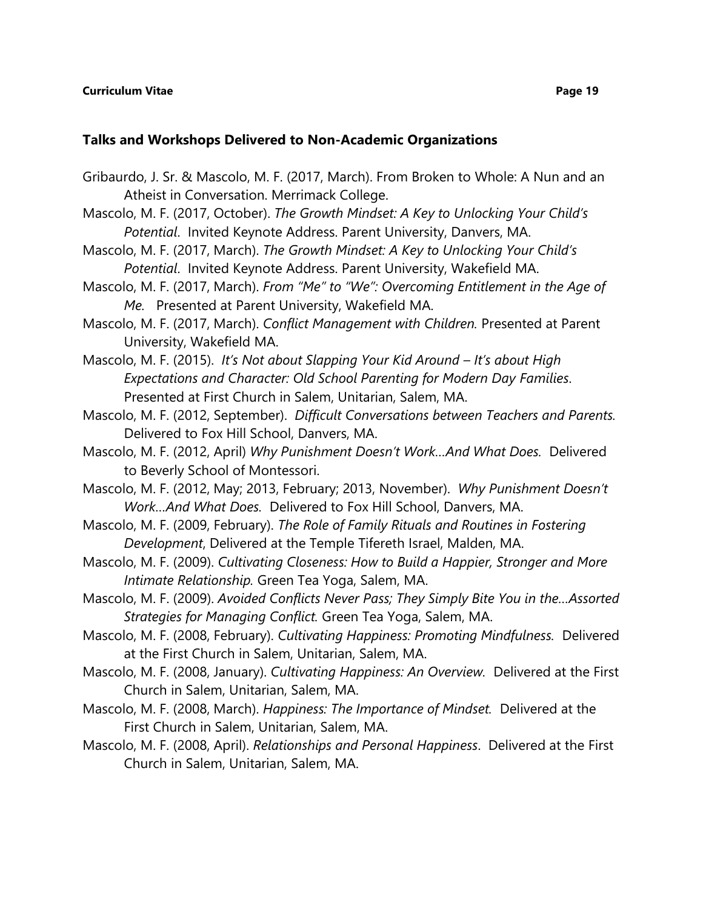### Talks and Workshops Delivered to Non-Academic Organizations

Gribaurdo, J. Sr. & Mascolo, M. F. (2017, March). From Broken to Whole: A Nun and an Atheist in Conversation. Merrimack College.

Mascolo, M. F. (2017, October). *The Growth Mindset: A Key to Unlocking Your Child's Potential*. Invited Keynote Address. Parent University, Danvers, MA.

Mascolo, M. F. (2017, March). *The Growth Mindset: A Key to Unlocking Your Child's Potential*. Invited Keynote Address. Parent University, Wakefield MA.

Mascolo, M. F. (2017, March). *From "Me" to "We": Overcoming Entitlement in the Age of Me.* Presented at Parent University, Wakefield MA.

Mascolo, M. F. (2017, March). *Conflict Management with Children.* Presented at Parent University, Wakefield MA.

Mascolo, M. F. (2015). *It's Not about Slapping Your Kid Around – It's about High Expectations and Character: Old School Parenting for Modern Day Families*. Presented at First Church in Salem, Unitarian, Salem, MA.

Mascolo, M. F. (2012, September). *Difficult Conversations between Teachers and Parents.* Delivered to Fox Hill School, Danvers, MA.

Mascolo, M. F. (2012, April) *Why Punishment Doesn't Work…And What Does.* Delivered to Beverly School of Montessori.

Mascolo, M. F. (2012, May; 2013, February; 2013, November). *Why Punishment Doesn't Work…And What Does.* Delivered to Fox Hill School, Danvers, MA.

Mascolo, M. F. (2009, February). *The Role of Family Rituals and Routines in Fostering Development*, Delivered at the Temple Tifereth Israel, Malden, MA.

Mascolo, M. F. (2009). *Cultivating Closeness: How to Build a Happier, Stronger and More Intimate Relationship.* Green Tea Yoga, Salem, MA.

Mascolo, M. F. (2009). *Avoided Conflicts Never Pass; They Simply Bite You in the…Assorted Strategies for Managing Conflict.* Green Tea Yoga, Salem, MA.

Mascolo, M. F. (2008, February). *Cultivating Happiness: Promoting Mindfulness.* Delivered at the First Church in Salem, Unitarian, Salem, MA.

Mascolo, M. F. (2008, January). *Cultivating Happiness: An Overview.* Delivered at the First Church in Salem, Unitarian, Salem, MA.

Mascolo, M. F. (2008, March). *Happiness: The Importance of Mindset.* Delivered at the First Church in Salem, Unitarian, Salem, MA.

Mascolo, M. F. (2008, April). *Relationships and Personal Happiness*. Delivered at the First Church in Salem, Unitarian, Salem, MA.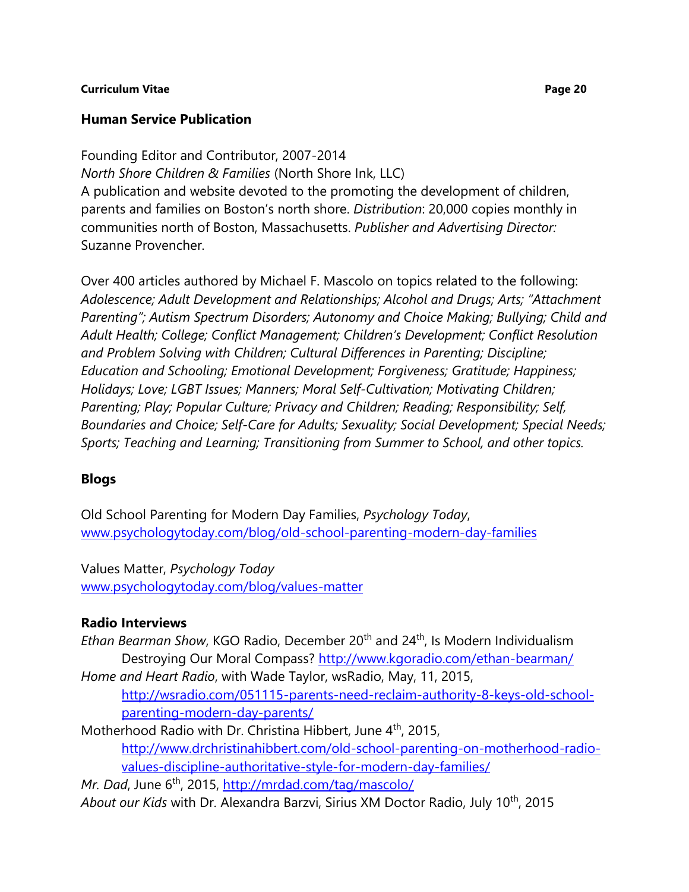## Human Service Publication

Founding Editor and Contributor, 2007-2014
*North Shore Children & Families* (North Shore Ink, LLC)
A publication and website devoted to the promoting the development of children, parents and families on Boston's north shore. *Distribution*: 20,000 copies monthly in communities north of Boston, Massachusetts. *Publisher and Advertising Director:* Suzanne Provencher.

Over 400 articles authored by Michael F. Mascolo on topics related to the following: *Adolescence; Adult Development and Relationships; Alcohol and Drugs; Arts; "Attachment Parenting"; Autism Spectrum Disorders; Autonomy and Choice Making; Bullying; Child and Adult Health; College; Conflict Management; Children's Development; Conflict Resolution and Problem Solving with Children; Cultural Differences in Parenting; Discipline; Education and Schooling; Emotional Development; Forgiveness; Gratitude; Happiness; Holidays; Love; LGBT Issues; Manners; Moral Self-Cultivation; Motivating Children; Parenting; Play; Popular Culture; Privacy and Children; Reading; Responsibility; Self, Boundaries and Choice; Self-Care for Adults; Sexuality; Social Development; Special Needs; Sports; Teaching and Learning; Transitioning from Summer to School, and other topics.*

## Blogs

Old School Parenting for Modern Day Families, *Psychology Today*, [www.psychologytoday.com/blog/old-school-parenting-modern-day-families](www.psychologytoday.com/blog/old-school-parenting-modern-day-families)

Values Matter, *Psychology Today*
[www.psychologytoday.com/blog/values-matter](www.psychologytoday.com/blog/values-matter)

## Radio Interviews

*Ethan Bearman Show*, KGO Radio, December 20th and 24th, Is Modern Individualism Destroying Our Moral Compass? http://www.kgoradio.com/ethan-bearman/

*Home and Heart Radio*, with Wade Taylor, wsRadio, May, 11, 2015, http://wsradio.com/051115-parents-need-reclaim-authority-8-keys-old-school-parenting-modern-day-parents/

Motherhood Radio with Dr. Christina Hibbert, June 4th, 2015, http://www.drchristinahibbert.com/old-school-parenting-on-motherhood-radio-values-discipline-authoritative-style-for-modern-day-families/

*Mr. Dad*, June 6th, 2015, http://mrdad.com/tag/mascolo/

*About our Kids* with Dr. Alexandra Barzvi, Sirius XM Doctor Radio, July 10th, 2015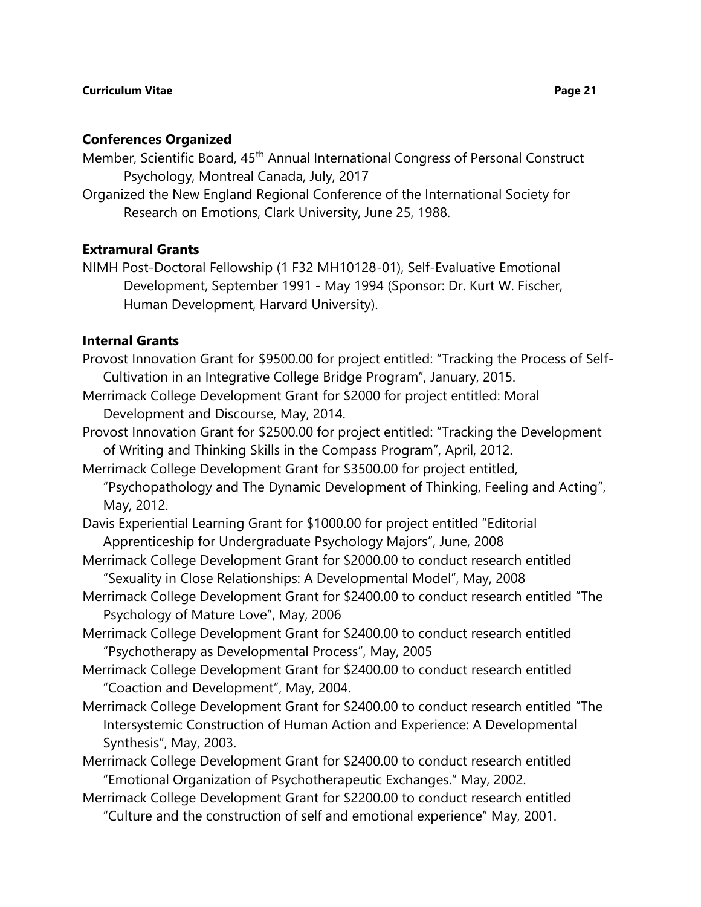### Conferences Organized

Member, Scientific Board, 45th Annual International Congress of Personal Construct Psychology, Montreal Canada, July, 2017

Organized the New England Regional Conference of the International Society for Research on Emotions, Clark University, June 25, 1988.

### Extramural Grants

NIMH Post-Doctoral Fellowship (1 F32 MH10128-01), Self-Evaluative Emotional Development, September 1991 - May 1994 (Sponsor: Dr. Kurt W. Fischer, Human Development, Harvard University).

### Internal Grants

Provost Innovation Grant for $9500.00 for project entitled: "Tracking the Process of Self-Cultivation in an Integrative College Bridge Program", January, 2015.

Merrimack College Development Grant for $2000 for project entitled: Moral Development and Discourse, May, 2014.

Provost Innovation Grant for $2500.00 for project entitled: "Tracking the Development of Writing and Thinking Skills in the Compass Program", April, 2012.

Merrimack College Development Grant for $3500.00 for project entitled, "Psychopathology and The Dynamic Development of Thinking, Feeling and Acting", May, 2012.

Davis Experiential Learning Grant for $1000.00 for project entitled "Editorial Apprenticeship for Undergraduate Psychology Majors", June, 2008

Merrimack College Development Grant for $2000.00 to conduct research entitled "Sexuality in Close Relationships: A Developmental Model", May, 2008

Merrimack College Development Grant for $2400.00 to conduct research entitled "The Psychology of Mature Love", May, 2006

Merrimack College Development Grant for $2400.00 to conduct research entitled "Psychotherapy as Developmental Process", May, 2005

Merrimack College Development Grant for $2400.00 to conduct research entitled "Coaction and Development", May, 2004.

Merrimack College Development Grant for $2400.00 to conduct research entitled "The Intersystemic Construction of Human Action and Experience: A Developmental Synthesis", May, 2003.

Merrimack College Development Grant for $2400.00 to conduct research entitled "Emotional Organization of Psychotherapeutic Exchanges." May, 2002.

Merrimack College Development Grant for $2200.00 to conduct research entitled "Culture and the construction of self and emotional experience" May, 2001.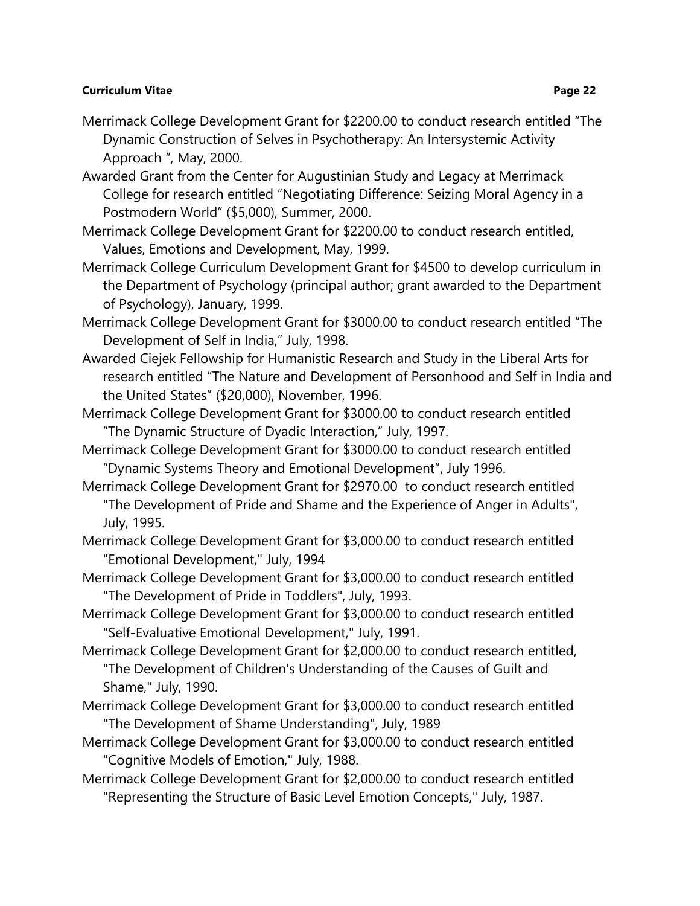Merrimack College Development Grant for $2200.00 to conduct research entitled "The Dynamic Construction of Selves in Psychotherapy: An Intersystemic Activity Approach ", May, 2000.

Awarded Grant from the Center for Augustinian Study and Legacy at Merrimack College for research entitled "Negotiating Difference: Seizing Moral Agency in a Postmodern World" ($5,000), Summer, 2000.

Merrimack College Development Grant for $2200.00 to conduct research entitled, Values, Emotions and Development, May, 1999.

Merrimack College Curriculum Development Grant for $4500 to develop curriculum in the Department of Psychology (principal author; grant awarded to the Department of Psychology), January, 1999.

Merrimack College Development Grant for $3000.00 to conduct research entitled "The Development of Self in India," July, 1998.

Awarded Ciejek Fellowship for Humanistic Research and Study in the Liberal Arts for research entitled "The Nature and Development of Personhood and Self in India and the United States" ($20,000), November, 1996.

Merrimack College Development Grant for $3000.00 to conduct research entitled "The Dynamic Structure of Dyadic Interaction," July, 1997.

Merrimack College Development Grant for $3000.00 to conduct research entitled "Dynamic Systems Theory and Emotional Development", July 1996.

Merrimack College Development Grant for $2970.00 to conduct research entitled "The Development of Pride and Shame and the Experience of Anger in Adults", July, 1995.

Merrimack College Development Grant for $3,000.00 to conduct research entitled "Emotional Development," July, 1994

Merrimack College Development Grant for $3,000.00 to conduct research entitled "The Development of Pride in Toddlers", July, 1993.

Merrimack College Development Grant for $3,000.00 to conduct research entitled "Self-Evaluative Emotional Development," July, 1991.

Merrimack College Development Grant for $2,000.00 to conduct research entitled, "The Development of Children's Understanding of the Causes of Guilt and Shame," July, 1990.

Merrimack College Development Grant for $3,000.00 to conduct research entitled "The Development of Shame Understanding", July, 1989

Merrimack College Development Grant for $3,000.00 to conduct research entitled "Cognitive Models of Emotion," July, 1988.

Merrimack College Development Grant for $2,000.00 to conduct research entitled "Representing the Structure of Basic Level Emotion Concepts," July, 1987.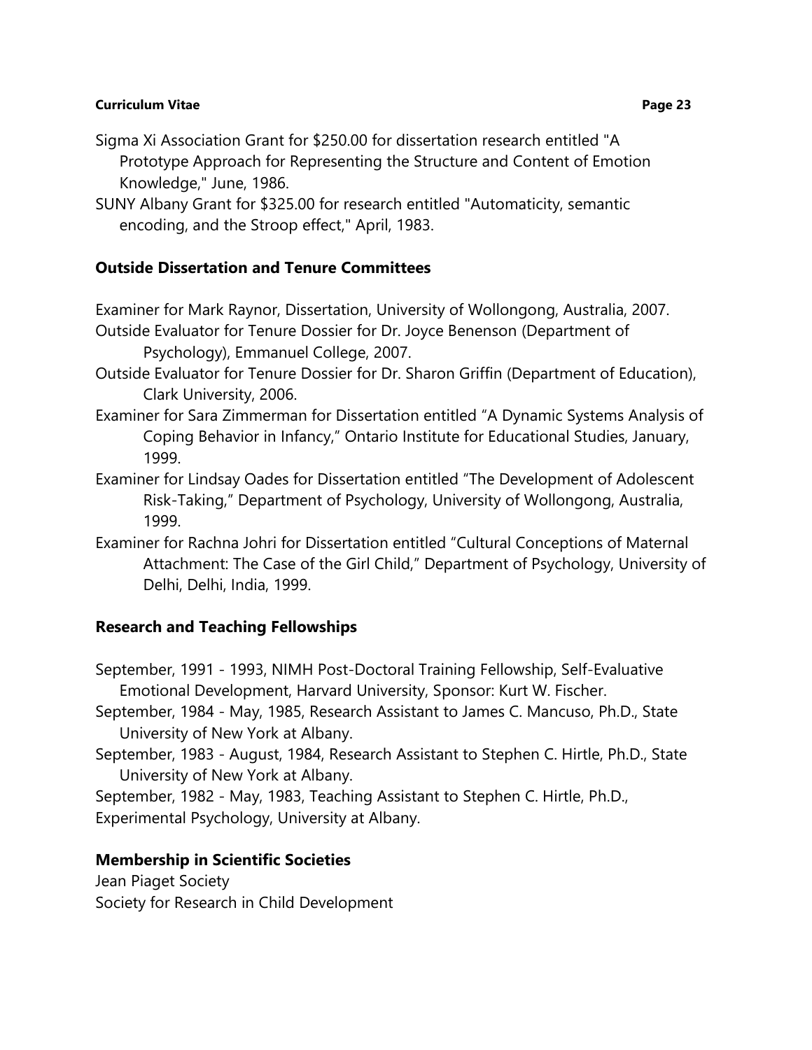Sigma Xi Association Grant for $250.00 for dissertation research entitled "A Prototype Approach for Representing the Structure and Content of Emotion Knowledge," June, 1986.

SUNY Albany Grant for $325.00 for research entitled "Automaticity, semantic encoding, and the Stroop effect," April, 1983.

### Outside Dissertation and Tenure Committees

Examiner for Mark Raynor, Dissertation, University of Wollongong, Australia, 2007.

Outside Evaluator for Tenure Dossier for Dr. Joyce Benenson (Department of Psychology), Emmanuel College, 2007.

Outside Evaluator for Tenure Dossier for Dr. Sharon Griffin (Department of Education), Clark University, 2006.

Examiner for Sara Zimmerman for Dissertation entitled "A Dynamic Systems Analysis of Coping Behavior in Infancy," Ontario Institute for Educational Studies, January, 1999.

Examiner for Lindsay Oades for Dissertation entitled "The Development of Adolescent Risk-Taking," Department of Psychology, University of Wollongong, Australia, 1999.

Examiner for Rachna Johri for Dissertation entitled "Cultural Conceptions of Maternal Attachment: The Case of the Girl Child," Department of Psychology, University of Delhi, Delhi, India, 1999.

### Research and Teaching Fellowships

September, 1991 - 1993, NIMH Post-Doctoral Training Fellowship, Self-Evaluative Emotional Development, Harvard University, Sponsor: Kurt W. Fischer.

September, 1984 - May, 1985, Research Assistant to James C. Mancuso, Ph.D., State University of New York at Albany.

September, 1983 - August, 1984, Research Assistant to Stephen C. Hirtle, Ph.D., State University of New York at Albany.

September, 1982 - May, 1983, Teaching Assistant to Stephen C. Hirtle, Ph.D., Experimental Psychology, University at Albany.

### Membership in Scientific Societies

Jean Piaget Society

Society for Research in Child Development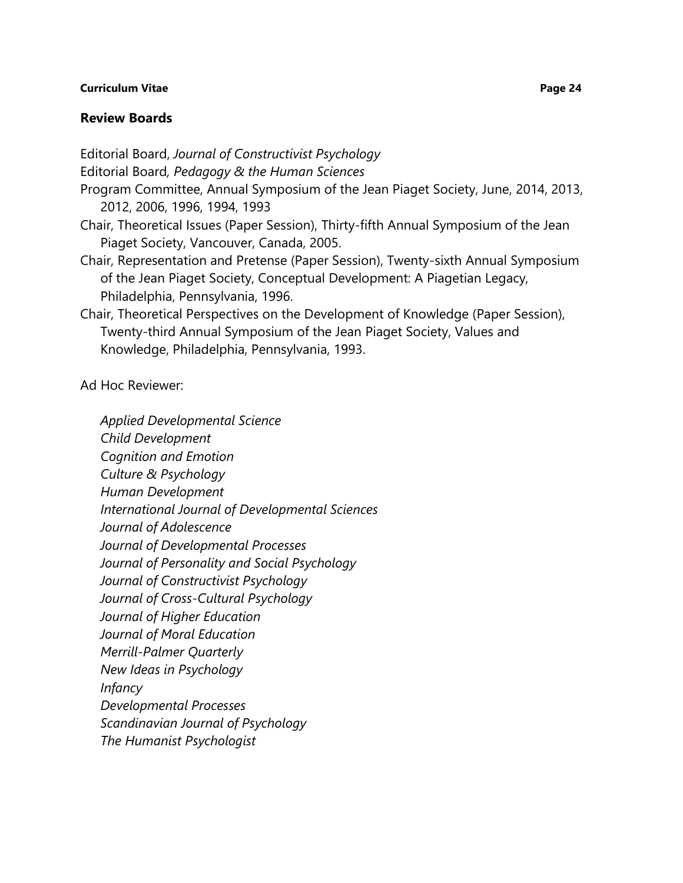## Review Boards

Editorial Board, *Journal of Constructivist Psychology*

Editorial Board, *Pedagogy & the Human Sciences*

Program Committee, Annual Symposium of the Jean Piaget Society, June, 2014, 2013, 2012, 2006, 1996, 1994, 1993

Chair, Theoretical Issues (Paper Session), Thirty-fifth Annual Symposium of the Jean Piaget Society, Vancouver, Canada, 2005.

Chair, Representation and Pretense (Paper Session), Twenty-sixth Annual Symposium of the Jean Piaget Society, Conceptual Development: A Piagetian Legacy, Philadelphia, Pennsylvania, 1996.

Chair, Theoretical Perspectives on the Development of Knowledge (Paper Session), Twenty-third Annual Symposium of the Jean Piaget Society, Values and Knowledge, Philadelphia, Pennsylvania, 1993.

Ad Hoc Reviewer:

*Applied Developmental Science*  
*Child Development*  
*Cognition and Emotion*  
*Culture & Psychology*  
*Human Development*  
*International Journal of Developmental Sciences*  
*Journal of Adolescence*  
*Journal of Developmental Processes*  
*Journal of Personality and Social Psychology*  
*Journal of Constructivist Psychology*  
*Journal of Cross-Cultural Psychology*  
*Journal of Higher Education*  
*Journal of Moral Education*  
*Merrill-Palmer Quarterly*  
*New Ideas in Psychology*  
*Infancy*  
*Developmental Processes*  
*Scandinavian Journal of Psychology*  
*The Humanist Psychologist*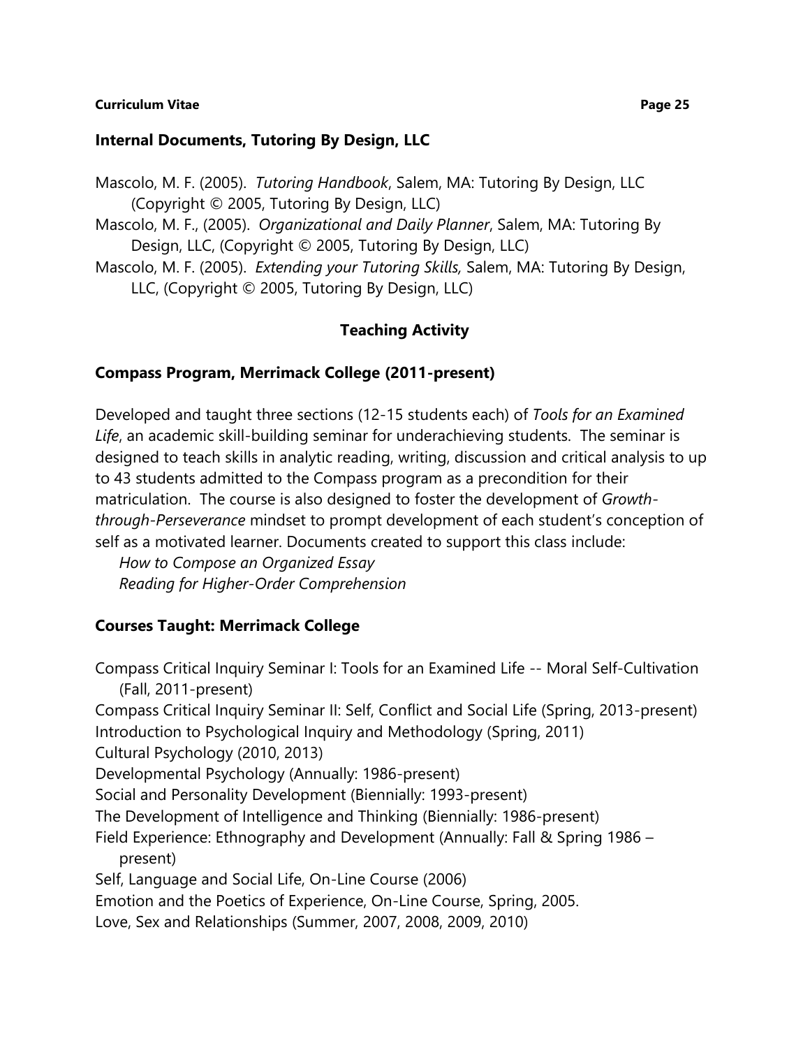### Internal Documents, Tutoring By Design, LLC

Mascolo, M. F. (2005). *Tutoring Handbook*, Salem, MA: Tutoring By Design, LLC (Copyright © 2005, Tutoring By Design, LLC)

Mascolo, M. F., (2005). *Organizational and Daily Planner*, Salem, MA: Tutoring By Design, LLC, (Copyright © 2005, Tutoring By Design, LLC)

Mascolo, M. F. (2005). *Extending your Tutoring Skills,* Salem, MA: Tutoring By Design, LLC, (Copyright © 2005, Tutoring By Design, LLC)

## Teaching Activity

### Compass Program, Merrimack College (2011-present)

Developed and taught three sections (12-15 students each) of *Tools for an Examined Life*, an academic skill-building seminar for underachieving students. The seminar is designed to teach skills in analytic reading, writing, discussion and critical analysis to up to 43 students admitted to the Compass program as a precondition for their matriculation. The course is also designed to foster the development of *Growth-through-Perseverance* mindset to prompt development of each student's conception of self as a motivated learner. Documents created to support this class include:

*How to Compose an Organized Essay*
*Reading for Higher-Order Comprehension*

### Courses Taught: Merrimack College

Compass Critical Inquiry Seminar I: Tools for an Examined Life -- Moral Self-Cultivation (Fall, 2011-present)
Compass Critical Inquiry Seminar II: Self, Conflict and Social Life (Spring, 2013-present)
Introduction to Psychological Inquiry and Methodology (Spring, 2011)
Cultural Psychology (2010, 2013)
Developmental Psychology (Annually: 1986-present)
Social and Personality Development (Biennially: 1993-present)
The Development of Intelligence and Thinking (Biennially: 1986-present)
Field Experience: Ethnography and Development (Annually: Fall & Spring 1986 – present)
Self, Language and Social Life, On-Line Course (2006)
Emotion and the Poetics of Experience, On-Line Course, Spring, 2005.
Love, Sex and Relationships (Summer, 2007, 2008, 2009, 2010)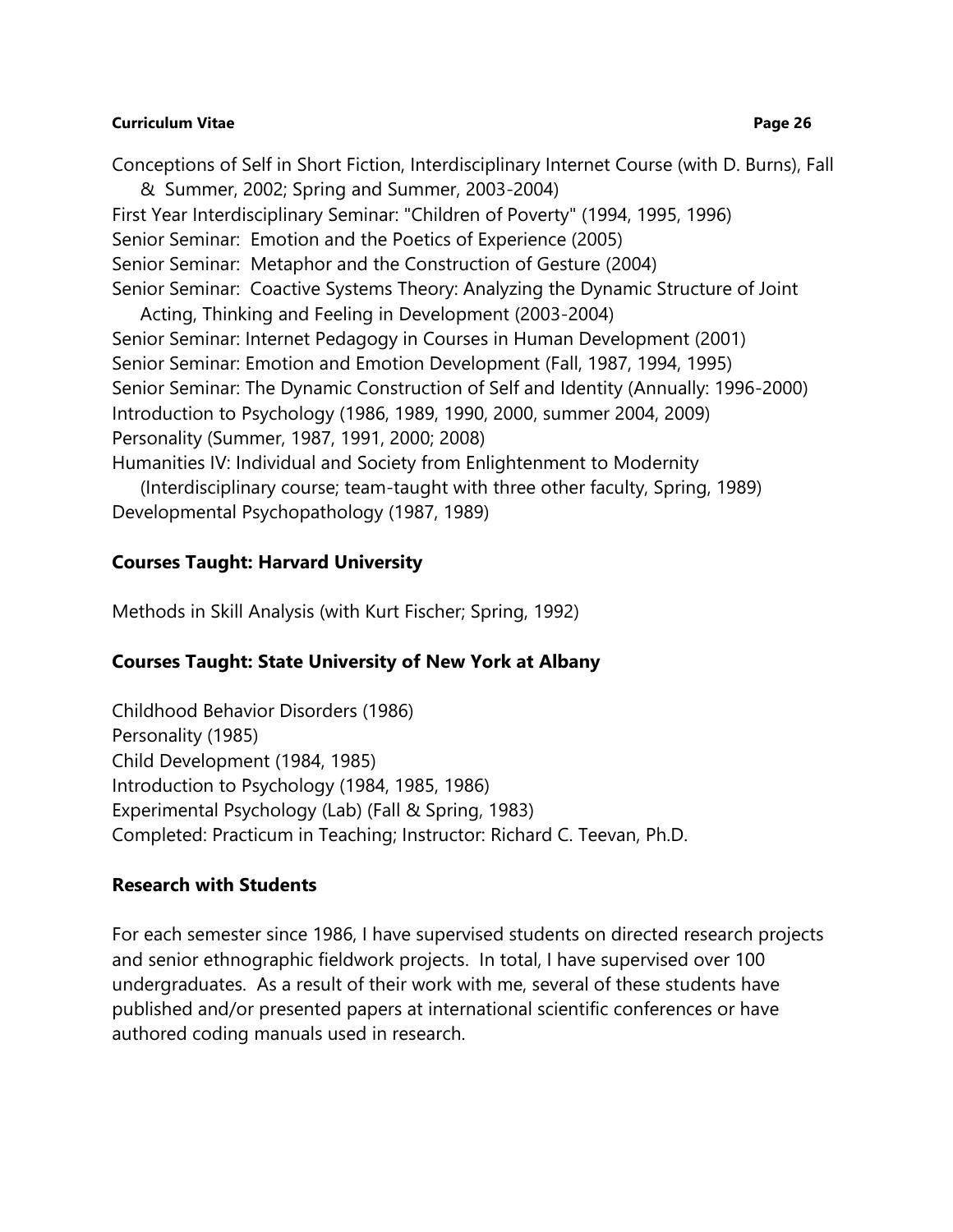Conceptions of Self in Short Fiction, Interdisciplinary Internet Course (with D. Burns), Fall & Summer, 2002; Spring and Summer, 2003-2004)
First Year Interdisciplinary Seminar: "Children of Poverty" (1994, 1995, 1996)
Senior Seminar: Emotion and the Poetics of Experience (2005)
Senior Seminar: Metaphor and the Construction of Gesture (2004)
Senior Seminar: Coactive Systems Theory: Analyzing the Dynamic Structure of Joint Acting, Thinking and Feeling in Development (2003-2004)
Senior Seminar: Internet Pedagogy in Courses in Human Development (2001)
Senior Seminar: Emotion and Emotion Development (Fall, 1987, 1994, 1995)
Senior Seminar: The Dynamic Construction of Self and Identity (Annually: 1996-2000)
Introduction to Psychology (1986, 1989, 1990, 2000, summer 2004, 2009)
Personality (Summer, 1987, 1991, 2000; 2008)
Humanities IV: Individual and Society from Enlightenment to Modernity (Interdisciplinary course; team-taught with three other faculty, Spring, 1989)
Developmental Psychopathology (1987, 1989)

## Courses Taught: Harvard University

Methods in Skill Analysis (with Kurt Fischer; Spring, 1992)

## Courses Taught: State University of New York at Albany

Childhood Behavior Disorders (1986)
Personality (1985)
Child Development (1984, 1985)
Introduction to Psychology (1984, 1985, 1986)
Experimental Psychology (Lab) (Fall & Spring, 1983)
Completed: Practicum in Teaching; Instructor: Richard C. Teevan, Ph.D.

## Research with Students

For each semester since 1986, I have supervised students on directed research projects and senior ethnographic fieldwork projects. In total, I have supervised over 100 undergraduates. As a result of their work with me, several of these students have published and/or presented papers at international scientific conferences or have authored coding manuals used in research.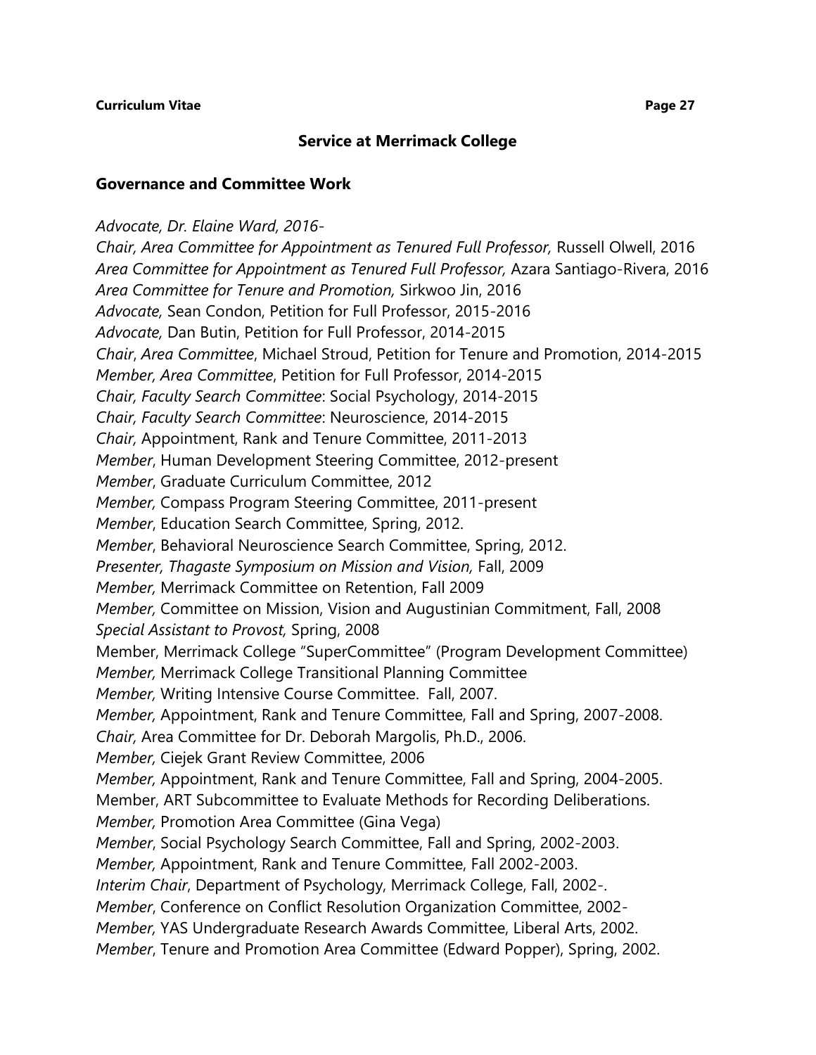## Service at Merrimack College

### Governance and Committee Work

*Advocate, Dr. Elaine Ward, 2016-*
*Chair, Area Committee for Appointment as Tenured Full Professor,* Russell Olwell, 2016
*Area Committee for Appointment as Tenured Full Professor,* Azara Santiago-Rivera, 2016
*Area Committee for Tenure and Promotion,* Sirkwoo Jin, 2016
*Advocate,* Sean Condon, Petition for Full Professor, 2015-2016
*Advocate,* Dan Butin, Petition for Full Professor, 2014-2015
*Chair*, *Area Committee*, Michael Stroud, Petition for Tenure and Promotion, 2014-2015
*Member, Area Committee*, Petition for Full Professor, 2014-2015
*Chair, Faculty Search Committee*: Social Psychology, 2014-2015
*Chair, Faculty Search Committee*: Neuroscience, 2014-2015
*Chair,* Appointment, Rank and Tenure Committee, 2011-2013
*Member*, Human Development Steering Committee, 2012-present
*Member*, Graduate Curriculum Committee, 2012
*Member,* Compass Program Steering Committee, 2011-present
*Member*, Education Search Committee, Spring, 2012.
*Member*, Behavioral Neuroscience Search Committee, Spring, 2012.
*Presenter, Thagaste Symposium on Mission and Vision,* Fall, 2009
*Member,* Merrimack Committee on Retention, Fall 2009
*Member,* Committee on Mission, Vision and Augustinian Commitment, Fall, 2008
*Special Assistant to Provost,* Spring, 2008
Member, Merrimack College "SuperCommittee" (Program Development Committee)
*Member,* Merrimack College Transitional Planning Committee
*Member,* Writing Intensive Course Committee. Fall, 2007.
*Member,* Appointment, Rank and Tenure Committee, Fall and Spring, 2007-2008.
*Chair,* Area Committee for Dr. Deborah Margolis, Ph.D., 2006.
*Member,* Ciejek Grant Review Committee, 2006
*Member,* Appointment, Rank and Tenure Committee, Fall and Spring, 2004-2005.
Member, ART Subcommittee to Evaluate Methods for Recording Deliberations.
*Member,* Promotion Area Committee (Gina Vega)
*Member*, Social Psychology Search Committee, Fall and Spring, 2002-2003.
*Member,* Appointment, Rank and Tenure Committee, Fall 2002-2003.
*Interim Chair*, Department of Psychology, Merrimack College, Fall, 2002-.
*Member*, Conference on Conflict Resolution Organization Committee, 2002-
*Member,* YAS Undergraduate Research Awards Committee, Liberal Arts, 2002.
*Member*, Tenure and Promotion Area Committee (Edward Popper), Spring, 2002.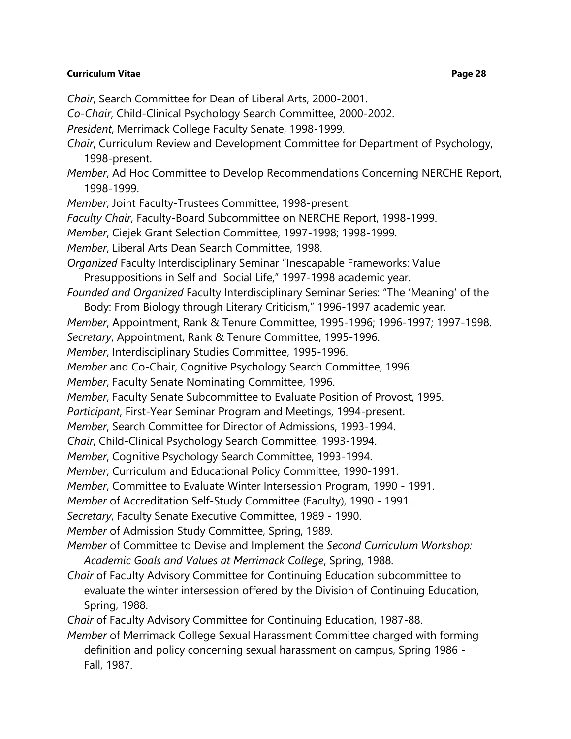*Chair*, Search Committee for Dean of Liberal Arts, 2000-2001.

*Co-Chair*, Child-Clinical Psychology Search Committee, 2000-2002.

*President*, Merrimack College Faculty Senate, 1998-1999.

*Chair*, Curriculum Review and Development Committee for Department of Psychology, 1998-present.

*Member*, Ad Hoc Committee to Develop Recommendations Concerning NERCHE Report, 1998-1999.

*Member*, Joint Faculty-Trustees Committee, 1998-present.

*Faculty Chair*, Faculty-Board Subcommittee on NERCHE Report, 1998-1999.

*Member*, Ciejek Grant Selection Committee, 1997-1998; 1998-1999.

*Member*, Liberal Arts Dean Search Committee, 1998.

*Organized* Faculty Interdisciplinary Seminar "Inescapable Frameworks: Value Presuppositions in Self and Social Life," 1997-1998 academic year.

*Founded and Organized* Faculty Interdisciplinary Seminar Series: "The 'Meaning' of the Body: From Biology through Literary Criticism," 1996-1997 academic year.

*Member*, Appointment, Rank & Tenure Committee, 1995-1996; 1996-1997; 1997-1998.

*Secretary*, Appointment, Rank & Tenure Committee, 1995-1996.

*Member*, Interdisciplinary Studies Committee, 1995-1996.

*Member* and Co-Chair, Cognitive Psychology Search Committee, 1996.

*Member*, Faculty Senate Nominating Committee, 1996.

*Member*, Faculty Senate Subcommittee to Evaluate Position of Provost, 1995.

*Participant*, First-Year Seminar Program and Meetings, 1994-present.

*Member*, Search Committee for Director of Admissions, 1993-1994.

*Chair*, Child-Clinical Psychology Search Committee, 1993-1994.

*Member*, Cognitive Psychology Search Committee, 1993-1994.

*Member*, Curriculum and Educational Policy Committee, 1990-1991.

*Member*, Committee to Evaluate Winter Intersession Program, 1990 - 1991.

*Member* of Accreditation Self-Study Committee (Faculty), 1990 - 1991.

*Secretary*, Faculty Senate Executive Committee, 1989 - 1990.

*Member* of Admission Study Committee, Spring, 1989.

*Member* of Committee to Devise and Implement the *Second Curriculum Workshop: Academic Goals and Values at Merrimack College*, Spring, 1988.

*Chair* of Faculty Advisory Committee for Continuing Education subcommittee to evaluate the winter intersession offered by the Division of Continuing Education, Spring, 1988.

*Chair* of Faculty Advisory Committee for Continuing Education, 1987-88.

*Member* of Merrimack College Sexual Harassment Committee charged with forming definition and policy concerning sexual harassment on campus, Spring 1986 - Fall, 1987.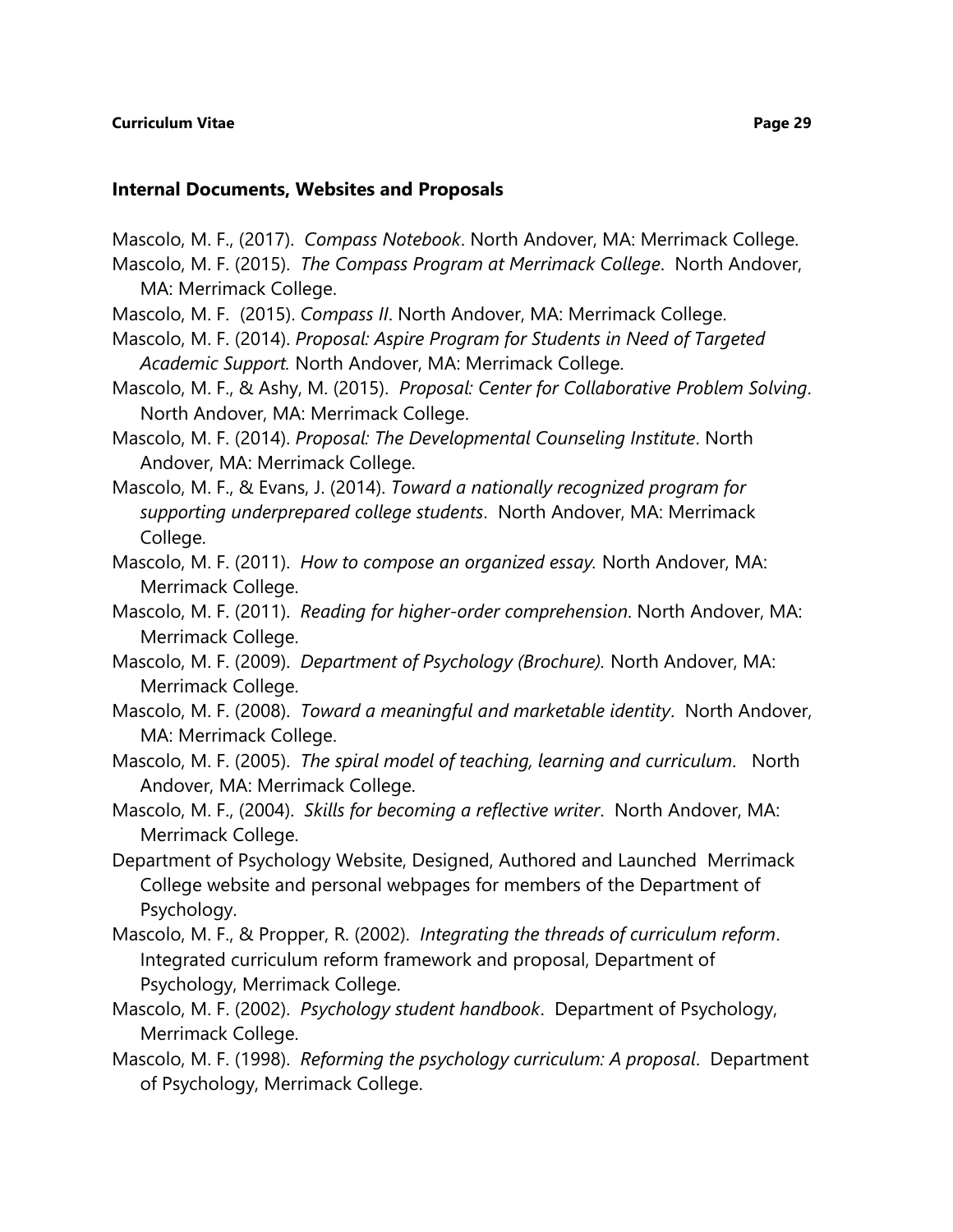## Internal Documents, Websites and Proposals

Mascolo, M. F., (2017). *Compass Notebook*. North Andover, MA: Merrimack College.

Mascolo, M. F. (2015). *The Compass Program at Merrimack College*. North Andover, MA: Merrimack College.

Mascolo, M. F. (2015). *Compass II*. North Andover, MA: Merrimack College.

Mascolo, M. F. (2014). *Proposal: Aspire Program for Students in Need of Targeted Academic Support.* North Andover, MA: Merrimack College.

Mascolo, M. F., & Ashy, M. (2015). *Proposal: Center for Collaborative Problem Solving*. North Andover, MA: Merrimack College.

Mascolo, M. F. (2014). *Proposal: The Developmental Counseling Institute*. North Andover, MA: Merrimack College.

Mascolo, M. F., & Evans, J. (2014). *Toward a nationally recognized program for supporting underprepared college students*. North Andover, MA: Merrimack College.

Mascolo, M. F. (2011). *How to compose an organized essay.* North Andover, MA: Merrimack College.

Mascolo, M. F. (2011). *Reading for higher-order comprehension*. North Andover, MA: Merrimack College.

Mascolo, M. F. (2009). *Department of Psychology (Brochure).* North Andover, MA: Merrimack College.

Mascolo, M. F. (2008). *Toward a meaningful and marketable identity*. North Andover, MA: Merrimack College.

Mascolo, M. F. (2005). *The spiral model of teaching, learning and curriculum*. North Andover, MA: Merrimack College.

Mascolo, M. F., (2004). *Skills for becoming a reflective writer*. North Andover, MA: Merrimack College.

Department of Psychology Website, Designed, Authored and Launched Merrimack College website and personal webpages for members of the Department of Psychology.

Mascolo, M. F., & Propper, R. (2002). *Integrating the threads of curriculum reform*. Integrated curriculum reform framework and proposal, Department of Psychology, Merrimack College.

Mascolo, M. F. (2002). *Psychology student handbook*. Department of Psychology, Merrimack College.

Mascolo, M. F. (1998). *Reforming the psychology curriculum: A proposal*. Department of Psychology, Merrimack College.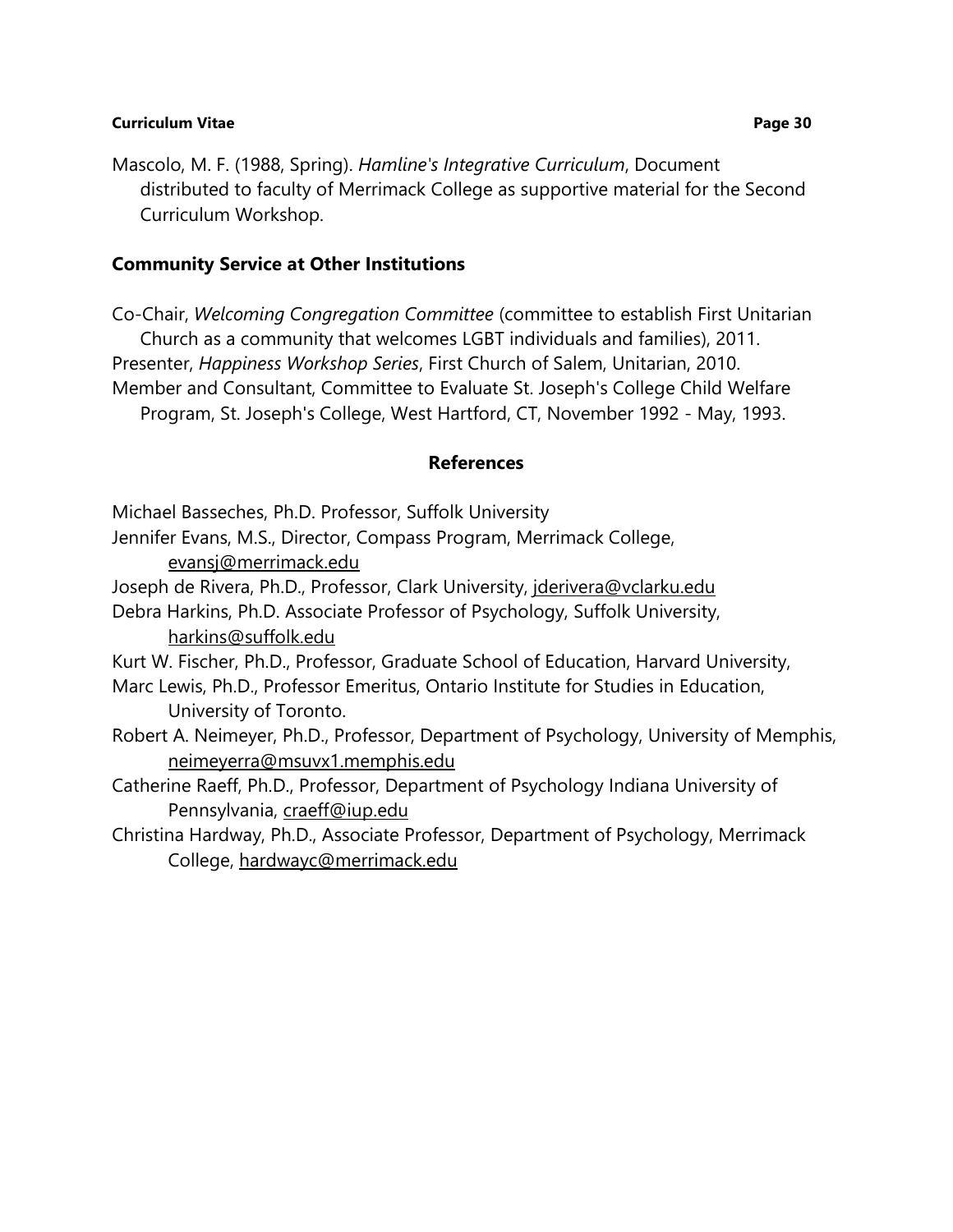Mascolo, M. F. (1988, Spring). *Hamline's Integrative Curriculum*, Document distributed to faculty of Merrimack College as supportive material for the Second Curriculum Workshop.

## Community Service at Other Institutions

Co-Chair, *Welcoming Congregation Committee* (committee to establish First Unitarian Church as a community that welcomes LGBT individuals and families), 2011.
Presenter, *Happiness Workshop Series*, First Church of Salem, Unitarian, 2010.
Member and Consultant, Committee to Evaluate St. Joseph's College Child Welfare Program, St. Joseph's College, West Hartford, CT, November 1992 - May, 1993.

## References

Michael Basseches, Ph.D. Professor, Suffolk University
Jennifer Evans, M.S., Director, Compass Program, Merrimack College, evansj@merrimack.edu
Joseph de Rivera, Ph.D., Professor, Clark University, jderivera@vclarku.edu
Debra Harkins, Ph.D. Associate Professor of Psychology, Suffolk University, harkins@suffolk.edu
Kurt W. Fischer, Ph.D., Professor, Graduate School of Education, Harvard University,
Marc Lewis, Ph.D., Professor Emeritus, Ontario Institute for Studies in Education, University of Toronto.
Robert A. Neimeyer, Ph.D., Professor, Department of Psychology, University of Memphis, neimeyerra@msuvx1.memphis.edu
Catherine Raeff, Ph.D., Professor, Department of Psychology Indiana University of Pennsylvania, craeff@iup.edu
Christina Hardway, Ph.D., Associate Professor, Department of Psychology, Merrimack College, hardwayc@merrimack.edu